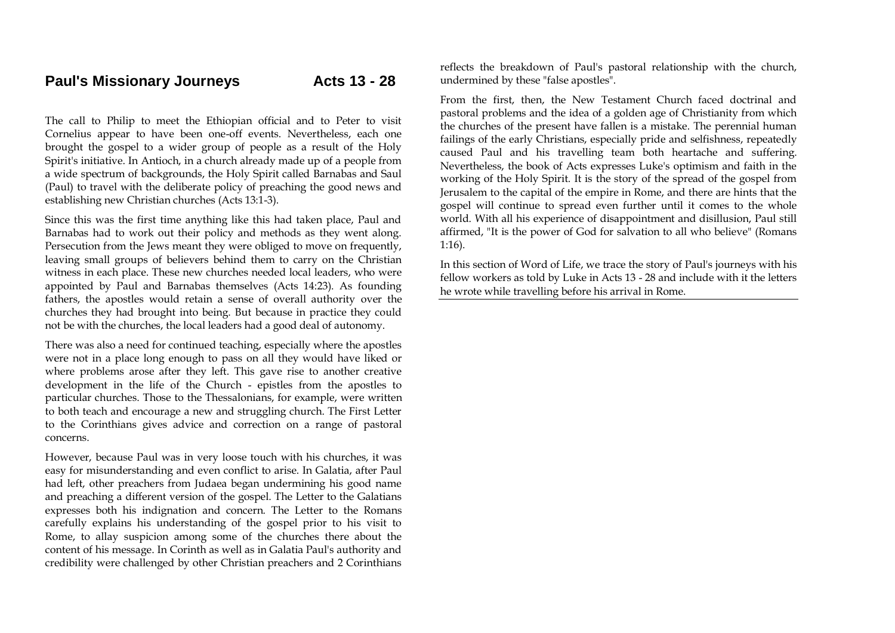# Paul's Missionary Journeys — Acts 13 - 28

The call to Philip to meet the Ethiopian official and to Peter to visit Cornelius appear to have been one-off events. Nevertheless, each one brought the gospel to a wider group of people as a result of the Holy Spirit's initiative. In Antioch, in a church already made up of a people from a wide spectrum of backgrounds, the Holy Spirit called Barnabas and Saul (Paul) to travel with the deliberate policy of preaching the good news and establishing new Christian churches (Acts 13:1-3).

Since this was the first time anything like this had taken place, Paul and Barnabas had to work out their policy and methods as they went along. Persecution from the Jews meant they were obliged to move on frequently, leaving small groups of believers behind them to carry on the Christian witness in each place. These new churches needed local leaders, who were appointed by Paul and Barnabas themselves (Acts 14:23). As founding fathers, the apostles would retain a sense of overall authority over the churches they had brought into being. But because in practice they could not be with the churches, the local leaders had a good deal of autonomy.

There was also a need for continued teaching, especially where the apostles were not in a place long enough to pass on all they would have liked or where problems arose after they left. This gave rise to another creative development in the life of the Church - epistles from the apostles to particular churches. Those to the Thessalonians, for example, were written to both teach and encourage a new and struggling church. The First Letter to the Corinthians gives advice and correction on a range of pastoral concerns.

However, because Paul was in very loose touch with his churches, it was easy for misunderstanding and even conflict to arise. In Galatia, after Paul had left, other preachers from Judaea began undermining his good name and preaching a different version of the gospel. The Letter to the Galatians expresses both his indignation and concern. The Letter to the Romans carefully explains his understanding of the gospel prior to his visit to Rome, to allay suspicion among some of the churches there about the content of his message. In Corinth as well as in Galatia Paul's authority and credibility were challenged by other Christian preachers and 2 Corinthians reflects the breakdown of Paul's pastoral relationship with the church, undermined by these "false apostles".

From the first, then, the New Testament Church faced doctrinal and pastoral problems and the idea of a golden age of Christianity from which the churches of the present have fallen is a mistake. The perennial human failings of the early Christians, especially pride and selfishness, repeatedly caused Paul and his travelling team both heartache and suffering. Nevertheless, the book of Acts expresses Luke's optimism and faith in the working of the Holy Spirit. It is the story of the spread of the gospel from Jerusalem to the capital of the empire in Rome, and there are hints that the gospel will continue to spread even further until it comes to the whole world. With all his experience of disappointment and disillusion, Paul still affirmed, "It is the power of God for salvation to all who believe" (Romans 1:16).

In this section of Word of Life, we trace the story of Paul's journeys with his fellow workers as told by Luke in Acts 13 - 28 and include with it the letters he wrote while travelling before his arrival in Rome.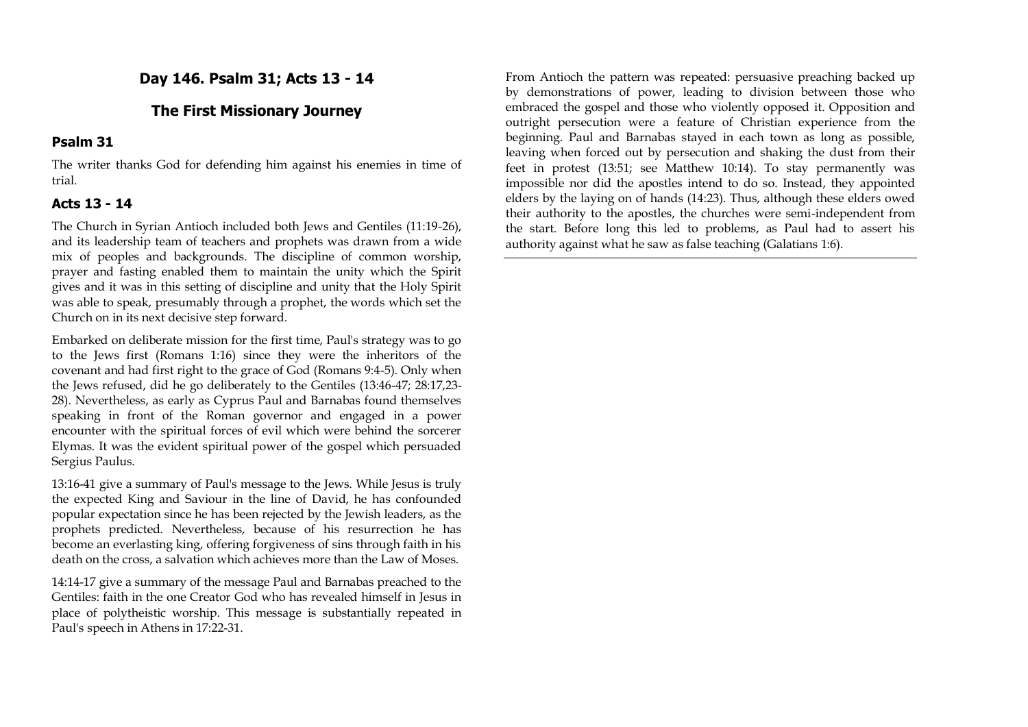## Day 146. Psalm 31; Acts 13 - 14

## The First Missionary Journey

### Psalm 31

The writer thanks God for defending him against his enemies in time of trial.

### Acts 13 - 14

The Church in Syrian Antioch included both Jews and Gentiles (11:19-26), and its leadership team of teachers and prophets was drawn from a wide mix of peoples and backgrounds. The discipline of common worship, prayer and fasting enabled them to maintain the unity which the Spirit gives and it was in this setting of discipline and unity that the Holy Spirit was able to speak, presumably through a prophet, the words which set the Church on in its next decisive step forward.

Embarked on deliberate mission for the first time, Paul's strategy was to go to the Jews first (Romans 1:16) since they were the inheritors of the covenant and had first right to the grace of God (Romans 9:4-5). Only when the Jews refused, did he go deliberately to the Gentiles (13:46-47; 28:17,23-28). Nevertheless, as early as Cyprus Paul and Barnabas found themselves speaking in front of the Roman governor and engaged in a power encounter with the spiritual forces of evil which were behind the sorcerer Elymas. It was the evident spiritual power of the gospel which persuaded Sergius Paulus.

13:16-41 give a summary of Paul's message to the Jews. While Jesus is truly the expected King and Saviour in the line of David, he has confounded popular expectation since he has been rejected by the Jewish leaders, as the prophets predicted. Nevertheless, because of his resurrection he has become an everlasting king, offering forgiveness of sins through faith in his death on the cross, a salvation which achieves more than the Law of Moses.

14:14-17 give a summary of the message Paul and Barnabas preached to the Gentiles: faith in the one Creator God who has revealed himself in Jesus in place of polytheistic worship. This message is substantially repeated in Paul's speech in Athens in 17:22-31.

From Antioch the pattern was repeated: persuasive preaching backed up by demonstrations of power, leading to division between those who embraced the gospel and those who violently opposed it. Opposition and outright persecution were a feature of Christian experience from the beginning. Paul and Barnabas stayed in each town as long as possible, leaving when forced out by persecution and shaking the dust from their feet in protest (13:51; see Matthew 10:14). To stay permanently was impossible nor did the apostles intend to do so. Instead, they appointed elders by the laying on of hands (14:23). Thus, although these elders owed their authority to the apostles, the churches were semi-independent from the start. Before long this led to problems, as Paul had to assert his authority against what he saw as false teaching (Galatians 1:6).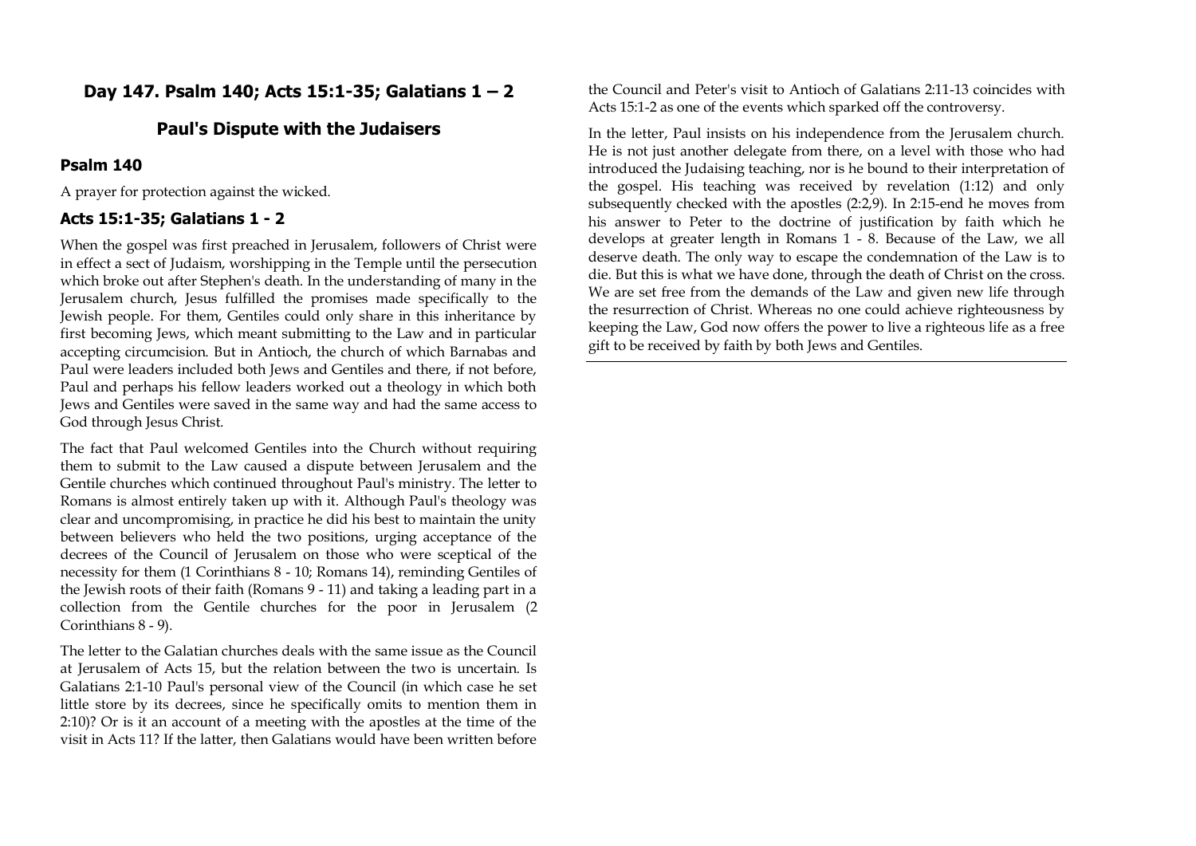## Day 147. Psalm 140; Acts 15:1-35; Galatians 1 – 2

## Paul's Dispute with the Judaisers

### Psalm 140

A prayer for protection against the wicked.

### Acts 15:1-35; Galatians 1 - 2

When the gospel was first preached in Jerusalem, followers of Christ were in effect a sect of Judaism, worshipping in the Temple until the persecution which broke out after Stephen's death. In the understanding of many in the Jerusalem church, Jesus fulfilled the promises made specifically to the Jewish people. For them, Gentiles could only share in this inheritance by first becoming Jews, which meant submitting to the Law and in particular accepting circumcision. But in Antioch, the church of which Barnabas and Paul were leaders included both Jews and Gentiles and there, if not before, Paul and perhaps his fellow leaders worked out a theology in which both Jews and Gentiles were saved in the same way and had the same access to God through Jesus Christ.

The fact that Paul welcomed Gentiles into the Church without requiring them to submit to the Law caused a dispute between Jerusalem and the Gentile churches which continued throughout Paul's ministry. The letter to Romans is almost entirely taken up with it. Although Paul's theology was clear and uncompromising, in practice he did his best to maintain the unity between believers who held the two positions, urging acceptance of the decrees of the Council of Jerusalem on those who were sceptical of the necessity for them (1 Corinthians 8 - 10; Romans 14), reminding Gentiles of the Jewish roots of their faith (Romans 9 - 11) and taking a leading part in a collection from the Gentile churches for the poor in Jerusalem (2 Corinthians 8 - 9).

The letter to the Galatian churches deals with the same issue as the Council at Jerusalem of Acts 15, but the relation between the two is uncertain. Is Galatians 2:1-10 Paul's personal view of the Council (in which case he set little store by its decrees, since he specifically omits to mention them in 2:10)? Or is it an account of a meeting with the apostles at the time of the visit in Acts 11? If the latter, then Galatians would have been written before the Council and Peter's visit to Antioch of Galatians 2:11-13 coincides with Acts 15:1-2 as one of the events which sparked off the controversy.

In the letter, Paul insists on his independence from the Jerusalem church. He is not just another delegate from there, on a level with those who had introduced the Judaising teaching, nor is he bound to their interpretation of the gospel. His teaching was received by revelation (1:12) and only subsequently checked with the apostles (2:2,9). In 2:15-end he moves from his answer to Peter to the doctrine of justification by faith which he develops at greater length in Romans 1 - 8. Because of the Law, we all deserve death. The only way to escape the condemnation of the Law is to die. But this is what we have done, through the death of Christ on the cross. We are set free from the demands of the Law and given new life through the resurrection of Christ. Whereas no one could achieve righteousness by keeping the Law, God now offers the power to live a righteous life as a free gift to be received by faith by both Jews and Gentiles.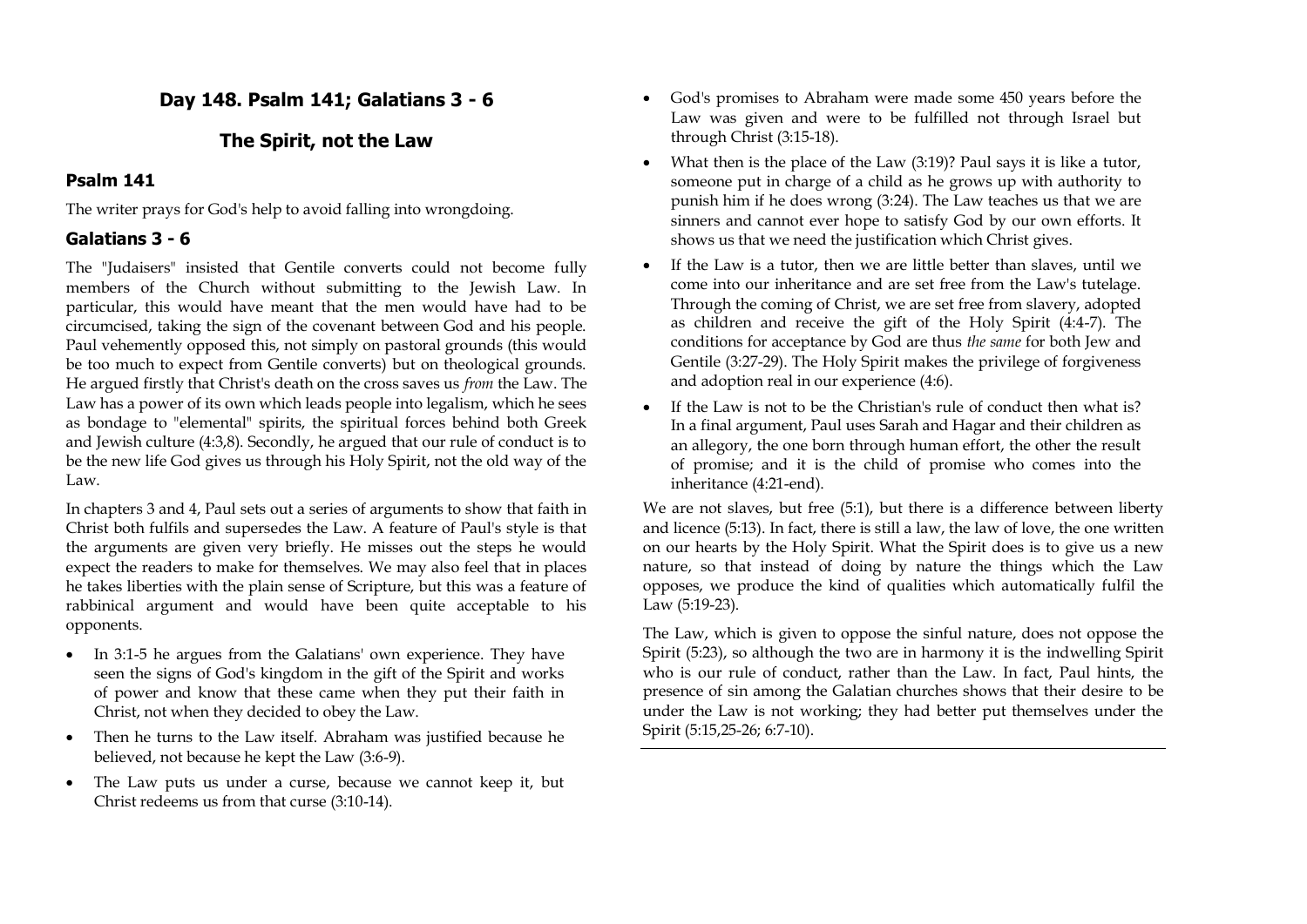## Day 148. Psalm 141; Galatians 3 - 6

## The Spirit, not the Law

### Psalm 141

The writer prays for God's help to avoid falling into wrongdoing.

### Galatians 3 - 6

The "Judaisers" insisted that Gentile converts could not become fully members of the Church without submitting to the Jewish Law. In particular, this would have meant that the men would have had to be circumcised, taking the sign of the covenant between God and his people. Paul vehemently opposed this, not simply on pastoral grounds (this would be too much to expect from Gentile converts) but on theological grounds. He argued firstly that Christ's death on the cross saves us *from* the Law. The Law has a power of its own which leads people into legalism, which he sees as bondage to "elemental" spirits, the spiritual forces behind both Greek and Jewish culture (4:3,8). Secondly, he argued that our rule of conduct is to be the new life God gives us through his Holy Spirit, not the old way of the Law.

In chapters 3 and 4, Paul sets out a series of arguments to show that faith in Christ both fulfils and supersedes the Law. A feature of Paul's style is that the arguments are given very briefly. He misses out the steps he would expect the readers to make for themselves. We may also feel that in places he takes liberties with the plain sense of Scripture, but this was a feature of rabbinical argument and would have been quite acceptable to his opponents.

- In 3:1-5 he argues from the Galatians' own experience. They have seen the signs of God's kingdom in the gift of the Spirit and works of power and know that these came when they put their faith in Christ, not when they decided to obey the Law.
- Then he turns to the Law itself. Abraham was justified because he believed, not because he kept the Law (3:6-9).
- The Law puts us under a curse, because we cannot keep it, but Christ redeems us from that curse (3:10-14).
- God's promises to Abraham were made some 450 years before the Law was given and were to be fulfilled not through Israel but through Christ (3:15-18).
- What then is the place of the Law (3:19)? Paul says it is like a tutor, someone put in charge of a child as he grows up with authority to punish him if he does wrong (3:24). The Law teaches us that we are sinners and cannot ever hope to satisfy God by our own efforts. It shows us that we need the justification which Christ gives.
- If the Law is a tutor, then we are little better than slaves, until we come into our inheritance and are set free from the Law's tutelage. Through the coming of Christ, we are set free from slavery, adopted as children and receive the gift of the Holy Spirit (4:4-7). The conditions for acceptance by God are thus *the same* for both Jew and Gentile (3:27-29). The Holy Spirit makes the privilege of forgiveness and adoption real in our experience (4:6).
- If the Law is not to be the Christian's rule of conduct then what is? In a final argument, Paul uses Sarah and Hagar and their children as an allegory, the one born through human effort, the other the result of promise; and it is the child of promise who comes into the inheritance (4:21-end).

We are not slaves, but free (5:1), but there is a difference between liberty and licence (5:13). In fact, there is still a law, the law of love, the one written on our hearts by the Holy Spirit. What the Spirit does is to give us a new nature, so that instead of doing by nature the things which the Law opposes, we produce the kind of qualities which automatically fulfil the Law (5:19-23).

The Law, which is given to oppose the sinful nature, does not oppose the Spirit (5:23), so although the two are in harmony it is the indwelling Spirit who is our rule of conduct, rather than the Law. In fact, Paul hints, the presence of sin among the Galatian churches shows that their desire to be under the Law is not working; they had better put themselves under the Spirit (5:15,25-26; 6:7-10).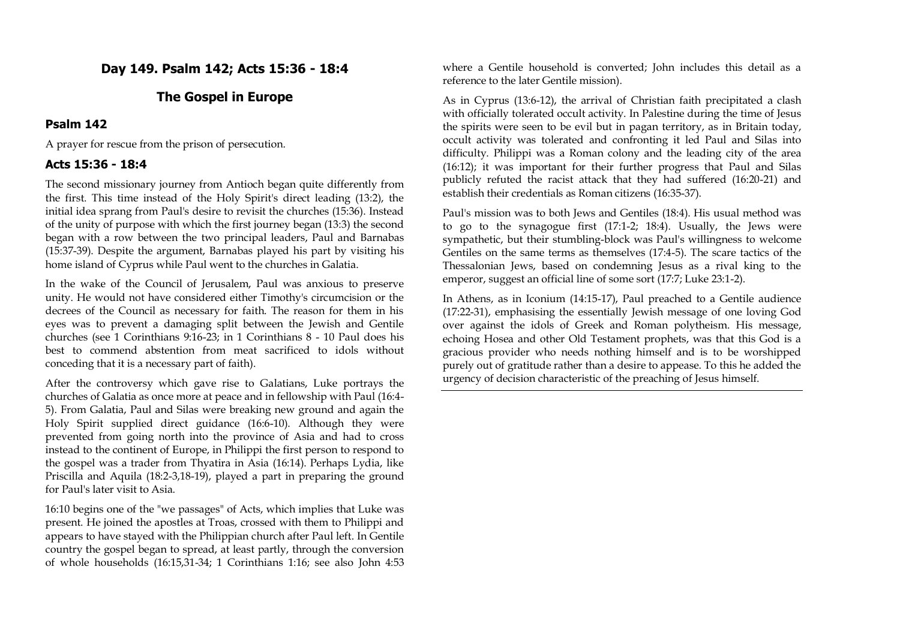## Day 149. Psalm 142; Acts 15:36 - 18:4

## The Gospel in Europe

### Psalm 142

A prayer for rescue from the prison of persecution.

### Acts 15:36 - 18:4

The second missionary journey from Antioch began quite differently from the first. This time instead of the Holy Spirit's direct leading (13:2), the initial idea sprang from Paul's desire to revisit the churches (15:36). Instead of the unity of purpose with which the first journey began (13:3) the second began with a row between the two principal leaders, Paul and Barnabas (15:37-39). Despite the argument, Barnabas played his part by visiting his home island of Cyprus while Paul went to the churches in Galatia.

In the wake of the Council of Jerusalem, Paul was anxious to preserve unity. He would not have considered either Timothy's circumcision or the decrees of the Council as necessary for faith. The reason for them in his eyes was to prevent a damaging split between the Jewish and Gentile churches (see 1 Corinthians 9:16-23; in 1 Corinthians 8 - 10 Paul does his best to commend abstention from meat sacrificed to idols without conceding that it is a necessary part of faith).

After the controversy which gave rise to Galatians, Luke portrays the churches of Galatia as once more at peace and in fellowship with Paul (16:4-5). From Galatia, Paul and Silas were breaking new ground and again the Holy Spirit supplied direct guidance (16:6-10). Although they were prevented from going north into the province of Asia and had to cross instead to the continent of Europe, in Philippi the first person to respond to the gospel was a trader from Thyatira in Asia (16:14). Perhaps Lydia, like Priscilla and Aquila (18:2-3,18-19), played a part in preparing the ground for Paul's later visit to Asia.

16:10 begins one of the "we passages" of Acts, which implies that Luke was present. He joined the apostles at Troas, crossed with them to Philippi and appears to have stayed with the Philippian church after Paul left. In Gentile country the gospel began to spread, at least partly, through the conversion of whole households (16:15,31-34; 1 Corinthians 1:16; see also John 4:53 where a Gentile household is converted; John includes this detail as a reference to the later Gentile mission).

As in Cyprus (13:6-12), the arrival of Christian faith precipitated a clash with officially tolerated occult activity. In Palestine during the time of Jesus the spirits were seen to be evil but in pagan territory, as in Britain today, occult activity was tolerated and confronting it led Paul and Silas into difficulty. Philippi was a Roman colony and the leading city of the area (16:12); it was important for their further progress that Paul and Silas publicly refuted the racist attack that they had suffered (16:20-21) and establish their credentials as Roman citizens (16:35-37).

Paul's mission was to both Jews and Gentiles (18:4). His usual method was to go to the synagogue first (17:1-2; 18:4). Usually, the Jews were sympathetic, but their stumbling-block was Paul's willingness to welcome Gentiles on the same terms as themselves (17:4-5). The scare tactics of the Thessalonian Jews, based on condemning Jesus as a rival king to the emperor, suggest an official line of some sort (17:7; Luke 23:1-2).

In Athens, as in Iconium (14:15-17), Paul preached to a Gentile audience (17:22-31), emphasising the essentially Jewish message of one loving God over against the idols of Greek and Roman polytheism. His message, echoing Hosea and other Old Testament prophets, was that this God is a gracious provider who needs nothing himself and is to be worshipped purely out of gratitude rather than a desire to appease. To this he added the urgency of decision characteristic of the preaching of Jesus himself.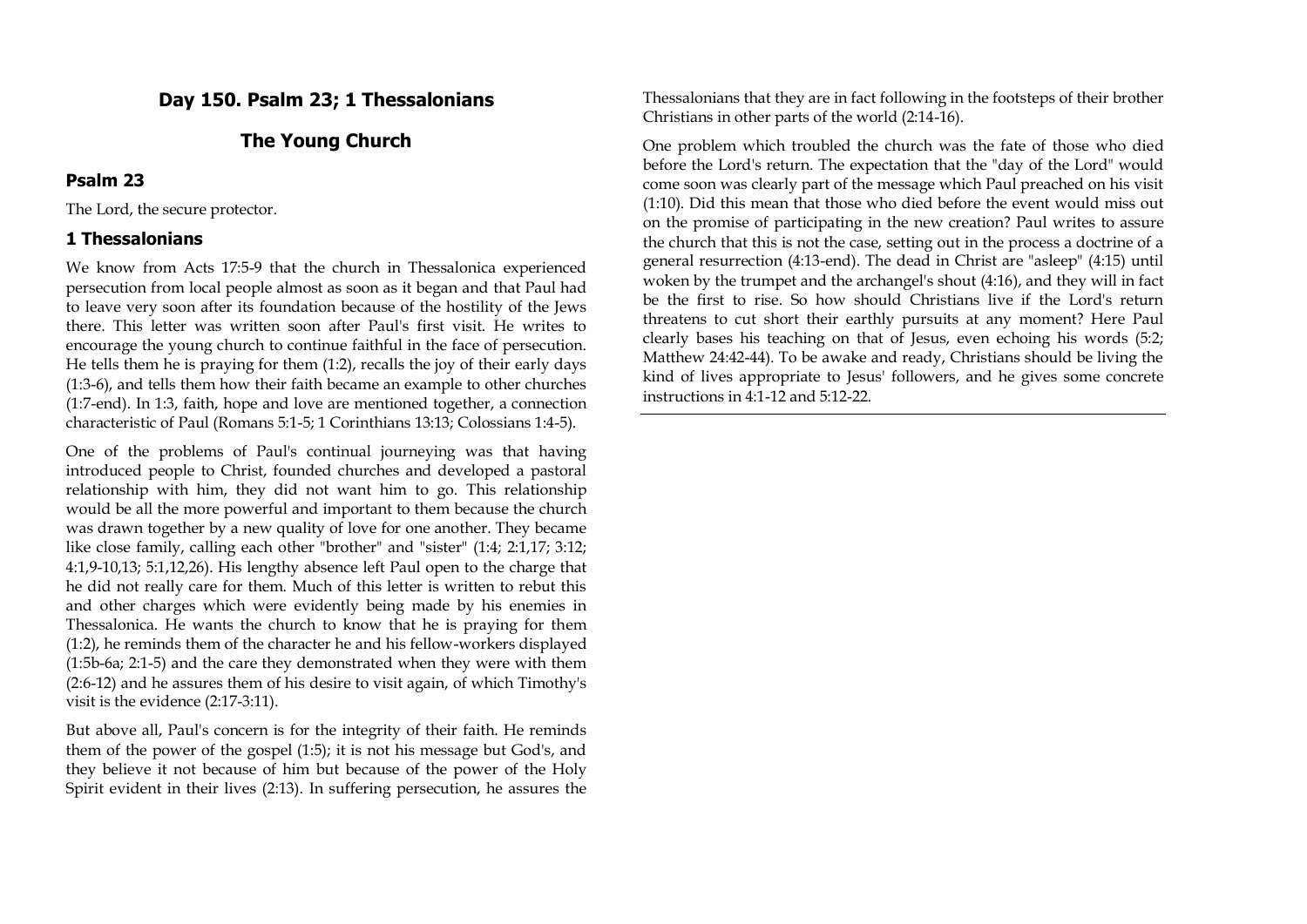## Day 150. Psalm 23; 1 Thessalonians

## The Young Church

### Psalm 23

The Lord, the secure protector.

### 1 Thessalonians

We know from Acts 17:5-9 that the church in Thessalonica experienced persecution from local people almost as soon as it began and that Paul had to leave very soon after its foundation because of the hostility of the Jews there. This letter was written soon after Paul's first visit. He writes to encourage the young church to continue faithful in the face of persecution. He tells them he is praying for them (1:2), recalls the joy of their early days (1:3-6), and tells them how their faith became an example to other churches (1:7-end). In 1:3, faith, hope and love are mentioned together, a connection characteristic of Paul (Romans 5:1-5; 1 Corinthians 13:13; Colossians 1:4-5).

One of the problems of Paul's continual journeying was that having introduced people to Christ, founded churches and developed a pastoral relationship with him, they did not want him to go. This relationship would be all the more powerful and important to them because the church was drawn together by a new quality of love for one another. They became like close family, calling each other "brother" and "sister" (1:4; 2:1,17; 3:12; 4:1,9-10,13; 5:1,12,26). His lengthy absence left Paul open to the charge that he did not really care for them. Much of this letter is written to rebut this and other charges which were evidently being made by his enemies in Thessalonica. He wants the church to know that he is praying for them (1:2), he reminds them of the character he and his fellow-workers displayed (1:5b-6a; 2:1-5) and the care they demonstrated when they were with them (2:6-12) and he assures them of his desire to visit again, of which Timothy's visit is the evidence (2:17-3:11).

But above all, Paul's concern is for the integrity of their faith. He reminds them of the power of the gospel (1:5); it is not his message but God's, and they believe it not because of him but because of the power of the Holy Spirit evident in their lives (2:13). In suffering persecution, he assures the Thessalonians that they are in fact following in the footsteps of their brother Christians in other parts of the world (2:14-16).

One problem which troubled the church was the fate of those who died before the Lord's return. The expectation that the "day of the Lord" would come soon was clearly part of the message which Paul preached on his visit (1:10). Did this mean that those who died before the event would miss out on the promise of participating in the new creation? Paul writes to assure the church that this is not the case, setting out in the process a doctrine of a general resurrection (4:13-end). The dead in Christ are "asleep" (4:15) until woken by the trumpet and the archangel's shout (4:16), and they will in fact be the first to rise. So how should Christians live if the Lord's return threatens to cut short their earthly pursuits at any moment? Here Paul clearly bases his teaching on that of Jesus, even echoing his words (5:2; Matthew 24:42-44). To be awake and ready, Christians should be living the kind of lives appropriate to Jesus' followers, and he gives some concrete instructions in 4:1-12 and 5:12-22.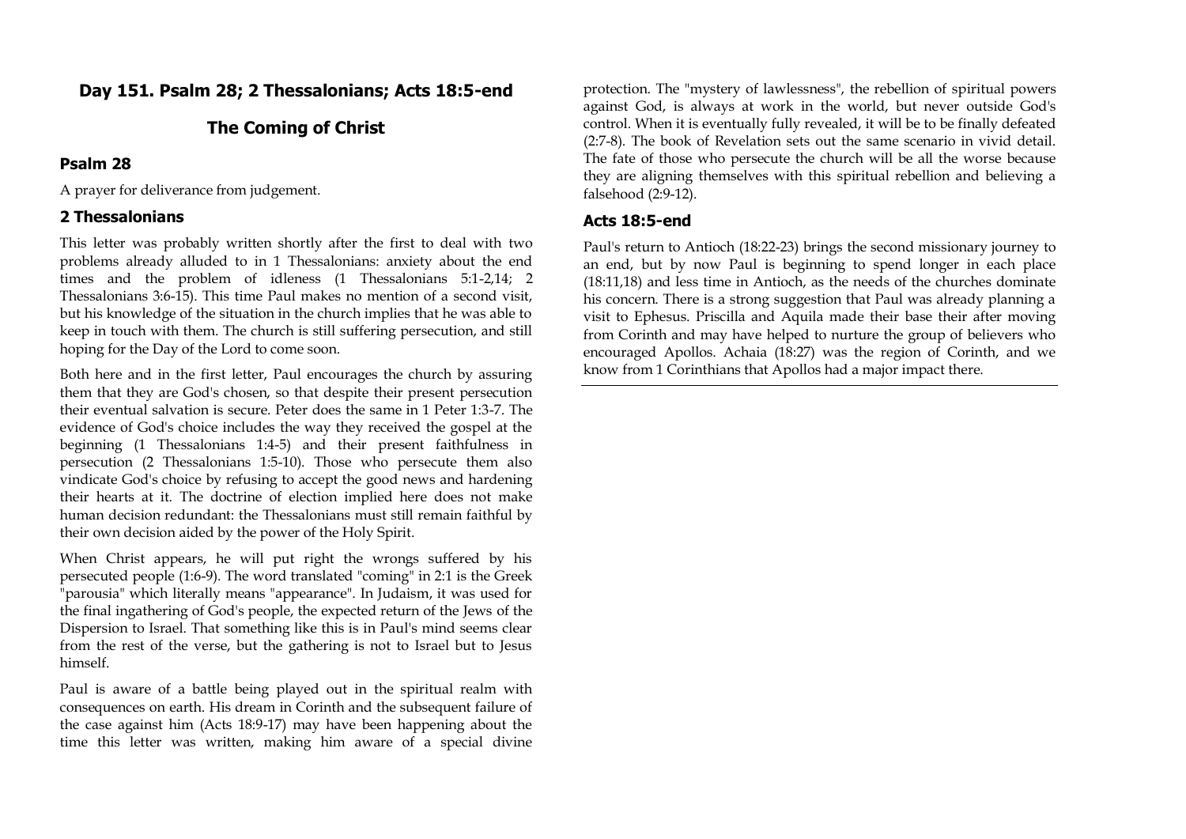## Day 151. Psalm 28; 2 Thessalonians; Acts 18:5-end

## The Coming of Christ

### Psalm 28

A prayer for deliverance from judgement.

### 2 Thessalonians

This letter was probably written shortly after the first to deal with two problems already alluded to in 1 Thessalonians: anxiety about the end times and the problem of idleness (1 Thessalonians 5:1-2,14; 2 Thessalonians 3:6-15). This time Paul makes no mention of a second visit, but his knowledge of the situation in the church implies that he was able to keep in touch with them. The church is still suffering persecution, and still hoping for the Day of the Lord to come soon.

Both here and in the first letter, Paul encourages the church by assuring them that they are God's chosen, so that despite their present persecution their eventual salvation is secure. Peter does the same in 1 Peter 1:3-7. The evidence of God's choice includes the way they received the gospel at the beginning (1 Thessalonians 1:4-5) and their present faithfulness in persecution (2 Thessalonians 1:5-10). Those who persecute them also vindicate God's choice by refusing to accept the good news and hardening their hearts at it. The doctrine of election implied here does not make human decision redundant: the Thessalonians must still remain faithful by their own decision aided by the power of the Holy Spirit.

When Christ appears, he will put right the wrongs suffered by his persecuted people (1:6-9). The word translated "coming" in 2:1 is the Greek "parousia" which literally means "appearance". In Judaism, it was used for the final ingathering of God's people, the expected return of the Jews of the Dispersion to Israel. That something like this is in Paul's mind seems clear from the rest of the verse, but the gathering is not to Israel but to Jesus himself.

Paul is aware of a battle being played out in the spiritual realm with consequences on earth. His dream in Corinth and the subsequent failure of the case against him (Acts 18:9-17) may have been happening about the time this letter was written, making him aware of a special divine protection. The "mystery of lawlessness", the rebellion of spiritual powers against God, is always at work in the world, but never outside God's control. When it is eventually fully revealed, it will be to be finally defeated (2:7-8). The book of Revelation sets out the same scenario in vivid detail. The fate of those who persecute the church will be all the worse because they are aligning themselves with this spiritual rebellion and believing a falsehood (2:9-12).

### Acts 18:5-end

Paul's return to Antioch (18:22-23) brings the second missionary journey to an end, but by now Paul is beginning to spend longer in each place (18:11,18) and less time in Antioch, as the needs of the churches dominate his concern. There is a strong suggestion that Paul was already planning a visit to Ephesus. Priscilla and Aquila made their base their after moving from Corinth and may have helped to nurture the group of believers who encouraged Apollos. Achaia (18:27) was the region of Corinth, and we know from 1 Corinthians that Apollos had a major impact there.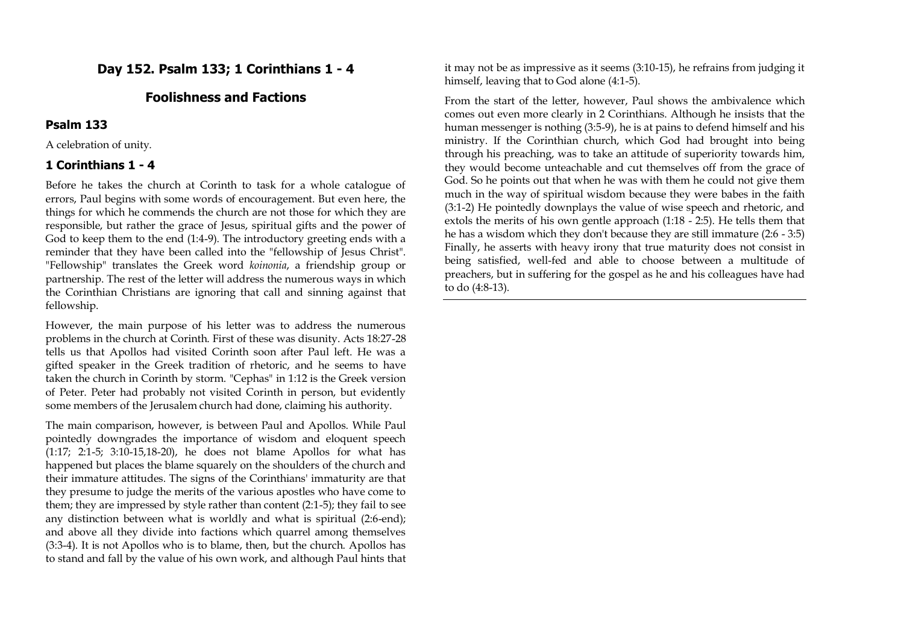## Day 152. Psalm 133; 1 Corinthians 1 - 4

## Foolishness and Factions

### Psalm 133

A celebration of unity.

### 1 Corinthians 1 - 4

Before he takes the church at Corinth to task for a whole catalogue of errors, Paul begins with some words of encouragement. But even here, the things for which he commends the church are not those for which they are responsible, but rather the grace of Jesus, spiritual gifts and the power of God to keep them to the end (1:4-9). The introductory greeting ends with a reminder that they have been called into the "fellowship of Jesus Christ". "Fellowship" translates the Greek word *koinonia*, a friendship group or partnership. The rest of the letter will address the numerous ways in which the Corinthian Christians are ignoring that call and sinning against that fellowship.

However, the main purpose of his letter was to address the numerous problems in the church at Corinth. First of these was disunity. Acts 18:27-28 tells us that Apollos had visited Corinth soon after Paul left. He was a gifted speaker in the Greek tradition of rhetoric, and he seems to have taken the church in Corinth by storm. "Cephas" in 1:12 is the Greek version of Peter. Peter had probably not visited Corinth in person, but evidently some members of the Jerusalem church had done, claiming his authority.

The main comparison, however, is between Paul and Apollos. While Paul pointedly downgrades the importance of wisdom and eloquent speech (1:17; 2:1-5; 3:10-15,18-20), he does not blame Apollos for what has happened but places the blame squarely on the shoulders of the church and their immature attitudes. The signs of the Corinthians' immaturity are that they presume to judge the merits of the various apostles who have come to them; they are impressed by style rather than content (2:1-5); they fail to see any distinction between what is worldly and what is spiritual (2:6-end); and above all they divide into factions which quarrel among themselves (3:3-4). It is not Apollos who is to blame, then, but the church. Apollos has to stand and fall by the value of his own work, and although Paul hints that it may not be as impressive as it seems (3:10-15), he refrains from judging it himself, leaving that to God alone (4:1-5).

From the start of the letter, however, Paul shows the ambivalence which comes out even more clearly in 2 Corinthians. Although he insists that the human messenger is nothing (3:5-9), he is at pains to defend himself and his ministry. If the Corinthian church, which God had brought into being through his preaching, was to take an attitude of superiority towards him, they would become unteachable and cut themselves off from the grace of God. So he points out that when he was with them he could not give them much in the way of spiritual wisdom because they were babes in the faith (3:1-2) He pointedly downplays the value of wise speech and rhetoric, and extols the merits of his own gentle approach (1:18 - 2:5). He tells them that he has a wisdom which they don't because they are still immature (2:6 - 3:5) Finally, he asserts with heavy irony that true maturity does not consist in being satisfied, well-fed and able to choose between a multitude of preachers, but in suffering for the gospel as he and his colleagues have had to do (4:8-13).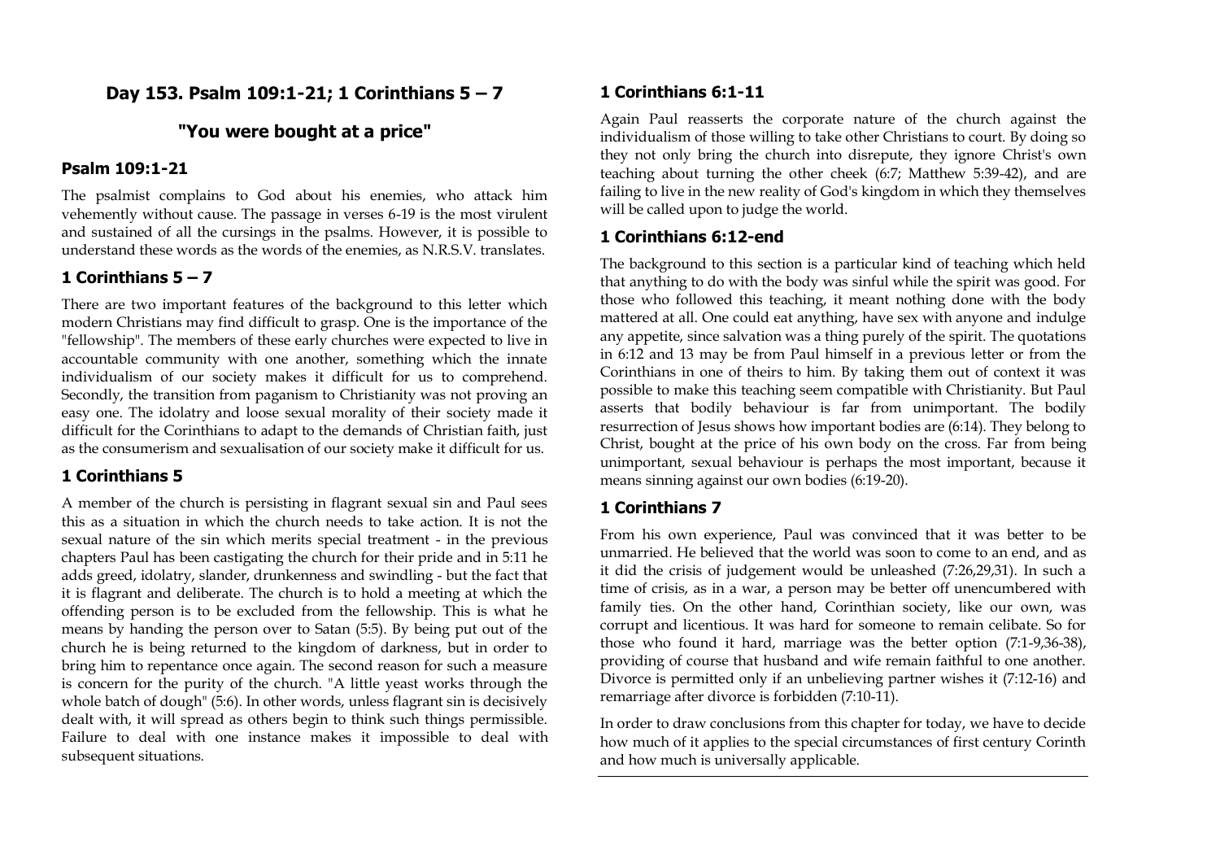## Day 153. Psalm 109:1-21; 1 Corinthians 5 – 7

## "You were bought at a price"

### Psalm 109:1-21

The psalmist complains to God about his enemies, who attack him vehemently without cause. The passage in verses 6-19 is the most virulent and sustained of all the cursings in the psalms. However, it is possible to understand these words as the words of the enemies, as N.R.S.V. translates.

### 1 Corinthians 5 – 7

There are two important features of the background to this letter which modern Christians may find difficult to grasp. One is the importance of the "fellowship". The members of these early churches were expected to live in accountable community with one another, something which the innate individualism of our society makes it difficult for us to comprehend. Secondly, the transition from paganism to Christianity was not proving an easy one. The idolatry and loose sexual morality of their society made it difficult for the Corinthians to adapt to the demands of Christian faith, just as the consumerism and sexualisation of our society make it difficult for us.

### 1 Corinthians 5

A member of the church is persisting in flagrant sexual sin and Paul sees this as a situation in which the church needs to take action. It is not the sexual nature of the sin which merits special treatment - in the previous chapters Paul has been castigating the church for their pride and in 5:11 he adds greed, idolatry, slander, drunkenness and swindling - but the fact that it is flagrant and deliberate. The church is to hold a meeting at which the offending person is to be excluded from the fellowship. This is what he means by handing the person over to Satan (5:5). By being put out of the church he is being returned to the kingdom of darkness, but in order to bring him to repentance once again. The second reason for such a measure is concern for the purity of the church. "A little yeast works through the whole batch of dough" (5:6). In other words, unless flagrant sin is decisively dealt with, it will spread as others begin to think such things permissible. Failure to deal with one instance makes it impossible to deal with subsequent situations.

### 1 Corinthians 6:1-11

Again Paul reasserts the corporate nature of the church against the individualism of those willing to take other Christians to court. By doing so they not only bring the church into disrepute, they ignore Christ's own teaching about turning the other cheek (6:7; Matthew 5:39-42), and are failing to live in the new reality of God's kingdom in which they themselves will be called upon to judge the world.

### 1 Corinthians 6:12-end

The background to this section is a particular kind of teaching which held that anything to do with the body was sinful while the spirit was good. For those who followed this teaching, it meant nothing done with the body mattered at all. One could eat anything, have sex with anyone and indulge any appetite, since salvation was a thing purely of the spirit. The quotations in 6:12 and 13 may be from Paul himself in a previous letter or from the Corinthians in one of theirs to him. By taking them out of context it was possible to make this teaching seem compatible with Christianity. But Paul asserts that bodily behaviour is far from unimportant. The bodily resurrection of Jesus shows how important bodies are (6:14). They belong to Christ, bought at the price of his own body on the cross. Far from being unimportant, sexual behaviour is perhaps the most important, because it means sinning against our own bodies (6:19-20).

### 1 Corinthians 7

From his own experience, Paul was convinced that it was better to be unmarried. He believed that the world was soon to come to an end, and as it did the crisis of judgement would be unleashed (7:26,29,31). In such a time of crisis, as in a war, a person may be better off unencumbered with family ties. On the other hand, Corinthian society, like our own, was corrupt and licentious. It was hard for someone to remain celibate. So for those who found it hard, marriage was the better option (7:1-9,36-38), providing of course that husband and wife remain faithful to one another. Divorce is permitted only if an unbelieving partner wishes it (7:12-16) and remarriage after divorce is forbidden (7:10-11).

In order to draw conclusions from this chapter for today, we have to decide how much of it applies to the special circumstances of first century Corinth and how much is universally applicable.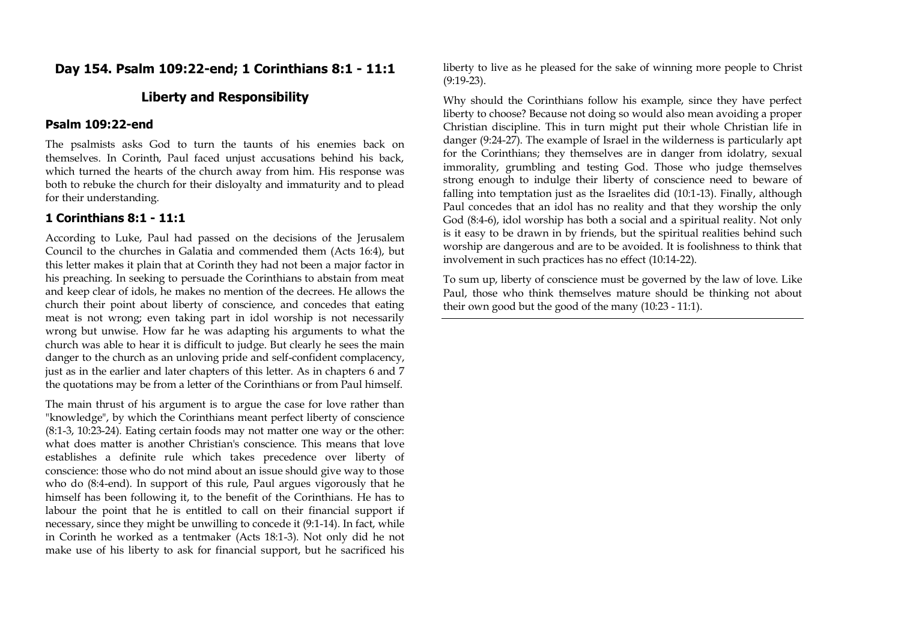## Day 154. Psalm 109:22-end; 1 Corinthians 8:1 - 11:1

## Liberty and Responsibility

### Psalm 109:22-end

The psalmists asks God to turn the taunts of his enemies back on themselves. In Corinth, Paul faced unjust accusations behind his back, which turned the hearts of the church away from him. His response was both to rebuke the church for their disloyalty and immaturity and to plead for their understanding.

### 1 Corinthians 8:1 - 11:1

According to Luke, Paul had passed on the decisions of the Jerusalem Council to the churches in Galatia and commended them (Acts 16:4), but this letter makes it plain that at Corinth they had not been a major factor in his preaching. In seeking to persuade the Corinthians to abstain from meat and keep clear of idols, he makes no mention of the decrees. He allows the church their point about liberty of conscience, and concedes that eating meat is not wrong; even taking part in idol worship is not necessarily wrong but unwise. How far he was adapting his arguments to what the church was able to hear it is difficult to judge. But clearly he sees the main danger to the church as an unloving pride and self-confident complacency, just as in the earlier and later chapters of this letter. As in chapters 6 and 7 the quotations may be from a letter of the Corinthians or from Paul himself.

The main thrust of his argument is to argue the case for love rather than "knowledge", by which the Corinthians meant perfect liberty of conscience (8:1-3, 10:23-24). Eating certain foods may not matter one way or the other: what does matter is another Christian's conscience. This means that love establishes a definite rule which takes precedence over liberty of conscience: those who do not mind about an issue should give way to those who do (8:4-end). In support of this rule, Paul argues vigorously that he himself has been following it, to the benefit of the Corinthians. He has to labour the point that he is entitled to call on their financial support if necessary, since they might be unwilling to concede it (9:1-14). In fact, while in Corinth he worked as a tentmaker (Acts 18:1-3). Not only did he not make use of his liberty to ask for financial support, but he sacrificed his liberty to live as he pleased for the sake of winning more people to Christ (9:19-23).

Why should the Corinthians follow his example, since they have perfect liberty to choose? Because not doing so would also mean avoiding a proper Christian discipline. This in turn might put their whole Christian life in danger (9:24-27). The example of Israel in the wilderness is particularly apt for the Corinthians; they themselves are in danger from idolatry, sexual immorality, grumbling and testing God. Those who judge themselves strong enough to indulge their liberty of conscience need to beware of falling into temptation just as the Israelites did (10:1-13). Finally, although Paul concedes that an idol has no reality and that they worship the only God (8:4-6), idol worship has both a social and a spiritual reality. Not only is it easy to be drawn in by friends, but the spiritual realities behind such worship are dangerous and are to be avoided. It is foolishness to think that involvement in such practices has no effect (10:14-22).

To sum up, liberty of conscience must be governed by the law of love. Like Paul, those who think themselves mature should be thinking not about their own good but the good of the many (10:23 - 11:1).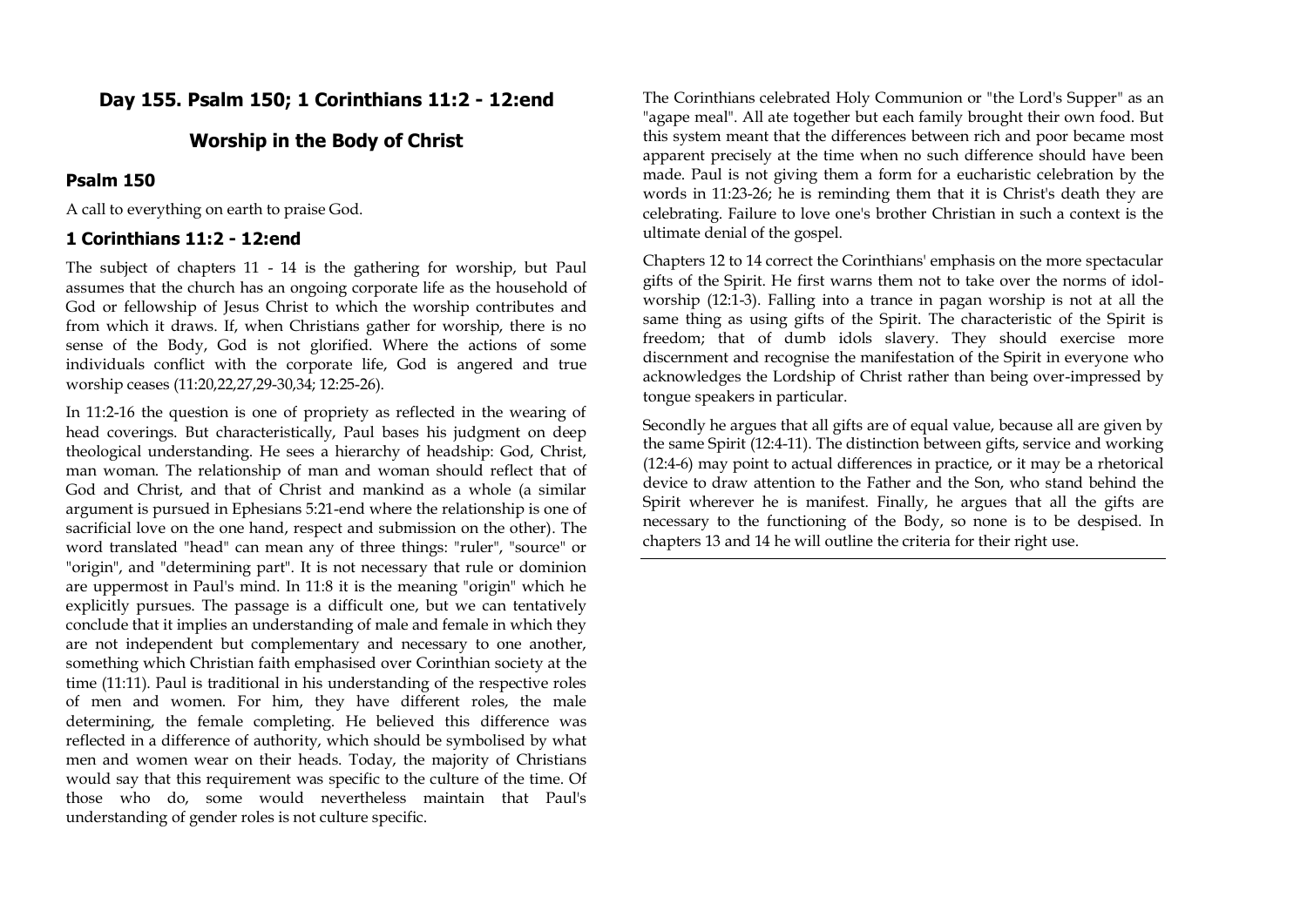## Day 155. Psalm 150; 1 Corinthians 11:2 - 12:end

## Worship in the Body of Christ

### Psalm 150

A call to everything on earth to praise God.

### 1 Corinthians 11:2 - 12:end

The subject of chapters 11 - 14 is the gathering for worship, but Paul assumes that the church has an ongoing corporate life as the household of God or fellowship of Jesus Christ to which the worship contributes and from which it draws. If, when Christians gather for worship, there is no sense of the Body, God is not glorified. Where the actions of some individuals conflict with the corporate life, God is angered and true worship ceases (11:20,22,27,29-30,34; 12:25-26).

In 11:2-16 the question is one of propriety as reflected in the wearing of head coverings. But characteristically, Paul bases his judgment on deep theological understanding. He sees a hierarchy of headship: God, Christ, man woman. The relationship of man and woman should reflect that of God and Christ, and that of Christ and mankind as a whole (a similar argument is pursued in Ephesians 5:21-end where the relationship is one of sacrificial love on the one hand, respect and submission on the other). The word translated "head" can mean any of three things: "ruler", "source" or "origin", and "determining part". It is not necessary that rule or dominion are uppermost in Paul's mind. In 11:8 it is the meaning "origin" which he explicitly pursues. The passage is a difficult one, but we can tentatively conclude that it implies an understanding of male and female in which they are not independent but complementary and necessary to one another, something which Christian faith emphasised over Corinthian society at the time (11:11). Paul is traditional in his understanding of the respective roles of men and women. For him, they have different roles, the male determining, the female completing. He believed this difference was reflected in a difference of authority, which should be symbolised by what men and women wear on their heads. Today, the majority of Christians would say that this requirement was specific to the culture of the time. Of those who do, some would nevertheless maintain that Paul's understanding of gender roles is not culture specific.

The Corinthians celebrated Holy Communion or "the Lord's Supper" as an "agape meal". All ate together but each family brought their own food. But this system meant that the differences between rich and poor became most apparent precisely at the time when no such difference should have been made. Paul is not giving them a form for a eucharistic celebration by the words in 11:23-26; he is reminding them that it is Christ's death they are celebrating. Failure to love one's brother Christian in such a context is the ultimate denial of the gospel.

Chapters 12 to 14 correct the Corinthians' emphasis on the more spectacular gifts of the Spirit. He first warns them not to take over the norms of idol-worship (12:1-3). Falling into a trance in pagan worship is not at all the same thing as using gifts of the Spirit. The characteristic of the Spirit is freedom; that of dumb idols slavery. They should exercise more discernment and recognise the manifestation of the Spirit in everyone who acknowledges the Lordship of Christ rather than being over-impressed by tongue speakers in particular.

Secondly he argues that all gifts are of equal value, because all are given by the same Spirit (12:4-11). The distinction between gifts, service and working (12:4-6) may point to actual differences in practice, or it may be a rhetorical device to draw attention to the Father and the Son, who stand behind the Spirit wherever he is manifest. Finally, he argues that all the gifts are necessary to the functioning of the Body, so none is to be despised. In chapters 13 and 14 he will outline the criteria for their right use.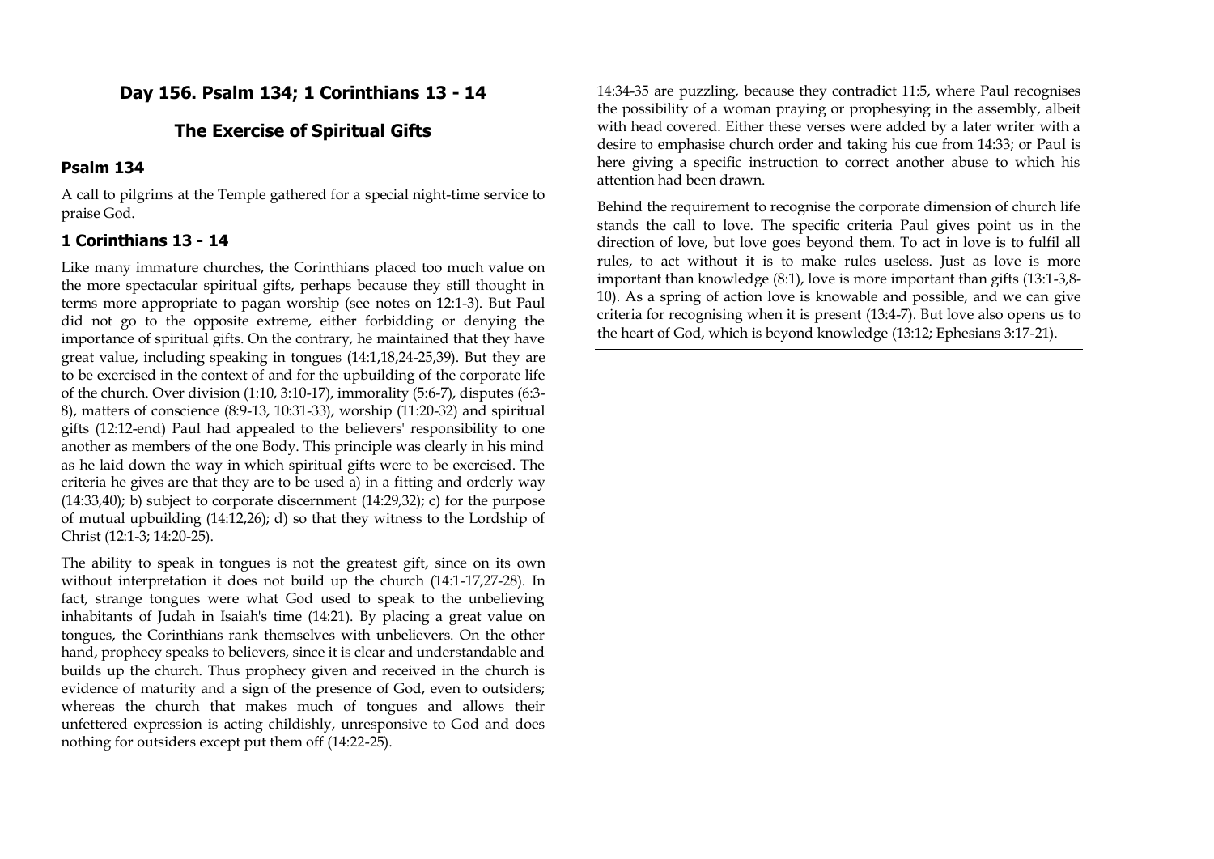## Day 156. Psalm 134; 1 Corinthians 13 - 14

## The Exercise of Spiritual Gifts

### Psalm 134

A call to pilgrims at the Temple gathered for a special night-time service to praise God.

### 1 Corinthians 13 - 14

Like many immature churches, the Corinthians placed too much value on the more spectacular spiritual gifts, perhaps because they still thought in terms more appropriate to pagan worship (see notes on 12:1-3). But Paul did not go to the opposite extreme, either forbidding or denying the importance of spiritual gifts. On the contrary, he maintained that they have great value, including speaking in tongues (14:1,18,24-25,39). But they are to be exercised in the context of and for the upbuilding of the corporate life of the church. Over division (1:10, 3:10-17), immorality (5:6-7), disputes (6:3-8), matters of conscience (8:9-13, 10:31-33), worship (11:20-32) and spiritual gifts (12:12-end) Paul had appealed to the believers' responsibility to one another as members of the one Body. This principle was clearly in his mind as he laid down the way in which spiritual gifts were to be exercised. The criteria he gives are that they are to be used a) in a fitting and orderly way (14:33,40); b) subject to corporate discernment (14:29,32); c) for the purpose of mutual upbuilding (14:12,26); d) so that they witness to the Lordship of Christ (12:1-3; 14:20-25).

The ability to speak in tongues is not the greatest gift, since on its own without interpretation it does not build up the church (14:1-17,27-28). In fact, strange tongues were what God used to speak to the unbelieving inhabitants of Judah in Isaiah's time (14:21). By placing a great value on tongues, the Corinthians rank themselves with unbelievers. On the other hand, prophecy speaks to believers, since it is clear and understandable and builds up the church. Thus prophecy given and received in the church is evidence of maturity and a sign of the presence of God, even to outsiders; whereas the church that makes much of tongues and allows their unfettered expression is acting childishly, unresponsive to God and does nothing for outsiders except put them off (14:22-25).

14:34-35 are puzzling, because they contradict 11:5, where Paul recognises the possibility of a woman praying or prophesying in the assembly, albeit with head covered. Either these verses were added by a later writer with a desire to emphasise church order and taking his cue from 14:33; or Paul is here giving a specific instruction to correct another abuse to which his attention had been drawn.

Behind the requirement to recognise the corporate dimension of church life stands the call to love. The specific criteria Paul gives point us in the direction of love, but love goes beyond them. To act in love is to fulfil all rules, to act without it is to make rules useless. Just as love is more important than knowledge (8:1), love is more important than gifts (13:1-3,8-10). As a spring of action love is knowable and possible, and we can give criteria for recognising when it is present (13:4-7). But love also opens us to the heart of God, which is beyond knowledge (13:12; Ephesians 3:17-21).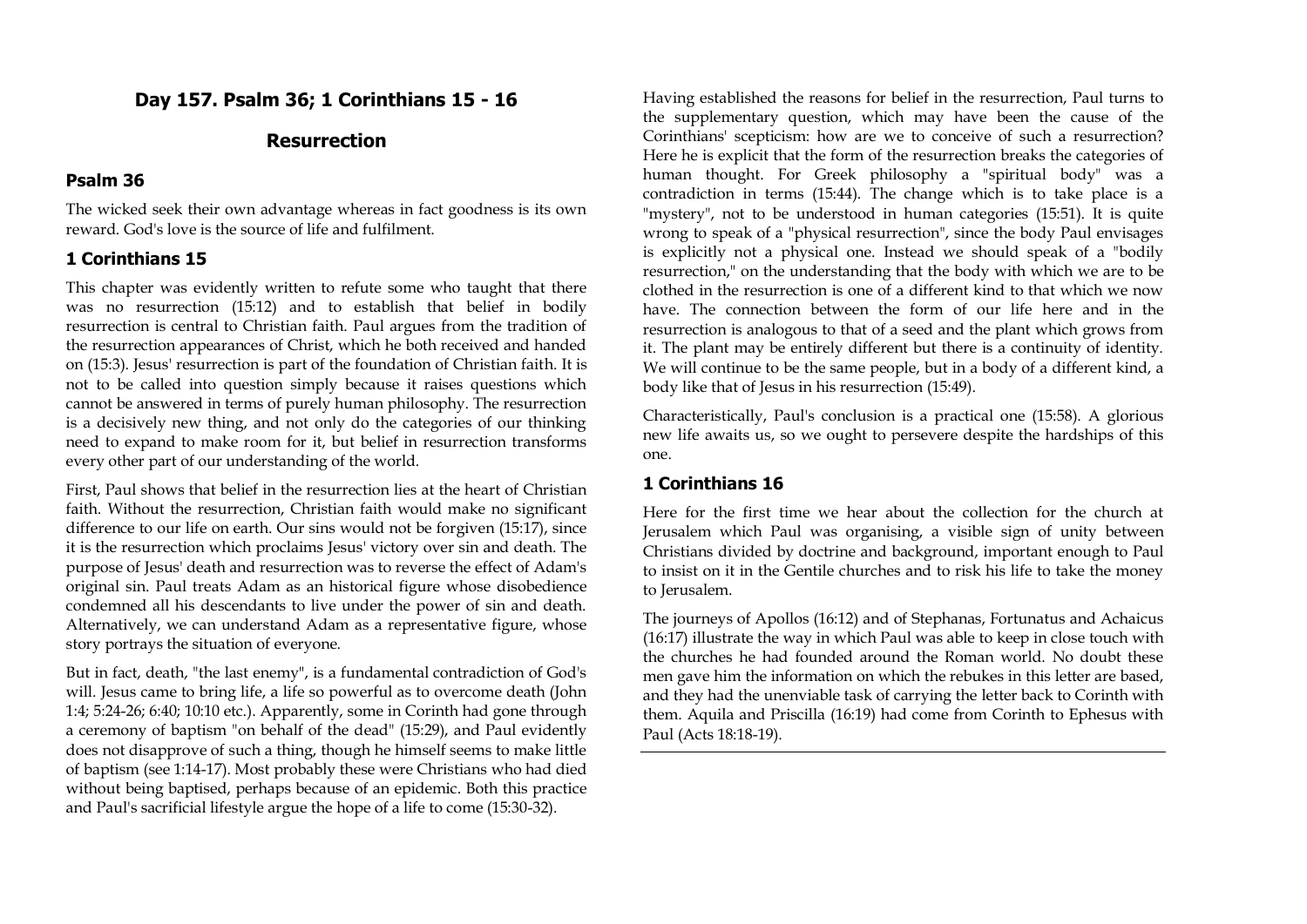## Day 157. Psalm 36; 1 Corinthians 15 - 16

## Resurrection

### Psalm 36

The wicked seek their own advantage whereas in fact goodness is its own reward. God's love is the source of life and fulfilment.

### 1 Corinthians 15

This chapter was evidently written to refute some who taught that there was no resurrection (15:12) and to establish that belief in bodily resurrection is central to Christian faith. Paul argues from the tradition of the resurrection appearances of Christ, which he both received and handed on (15:3). Jesus' resurrection is part of the foundation of Christian faith. It is not to be called into question simply because it raises questions which cannot be answered in terms of purely human philosophy. The resurrection is a decisively new thing, and not only do the categories of our thinking need to expand to make room for it, but belief in resurrection transforms every other part of our understanding of the world.

First, Paul shows that belief in the resurrection lies at the heart of Christian faith. Without the resurrection, Christian faith would make no significant difference to our life on earth. Our sins would not be forgiven (15:17), since it is the resurrection which proclaims Jesus' victory over sin and death. The purpose of Jesus' death and resurrection was to reverse the effect of Adam's original sin. Paul treats Adam as an historical figure whose disobedience condemned all his descendants to live under the power of sin and death. Alternatively, we can understand Adam as a representative figure, whose story portrays the situation of everyone.

But in fact, death, "the last enemy", is a fundamental contradiction of God's will. Jesus came to bring life, a life so powerful as to overcome death (John 1:4; 5:24-26; 6:40; 10:10 etc.). Apparently, some in Corinth had gone through a ceremony of baptism "on behalf of the dead" (15:29), and Paul evidently does not disapprove of such a thing, though he himself seems to make little of baptism (see 1:14-17). Most probably these were Christians who had died without being baptised, perhaps because of an epidemic. Both this practice and Paul's sacrificial lifestyle argue the hope of a life to come (15:30-32).

Having established the reasons for belief in the resurrection, Paul turns to the supplementary question, which may have been the cause of the Corinthians' scepticism: how are we to conceive of such a resurrection? Here he is explicit that the form of the resurrection breaks the categories of human thought. For Greek philosophy a "spiritual body" was a contradiction in terms (15:44). The change which is to take place is a "mystery", not to be understood in human categories (15:51). It is quite wrong to speak of a "physical resurrection", since the body Paul envisages is explicitly not a physical one. Instead we should speak of a "bodily resurrection," on the understanding that the body with which we are to be clothed in the resurrection is one of a different kind to that which we now have. The connection between the form of our life here and in the resurrection is analogous to that of a seed and the plant which grows from it. The plant may be entirely different but there is a continuity of identity. We will continue to be the same people, but in a body of a different kind, a body like that of Jesus in his resurrection (15:49).

Characteristically, Paul's conclusion is a practical one (15:58). A glorious new life awaits us, so we ought to persevere despite the hardships of this one.

### 1 Corinthians 16

Here for the first time we hear about the collection for the church at Jerusalem which Paul was organising, a visible sign of unity between Christians divided by doctrine and background, important enough to Paul to insist on it in the Gentile churches and to risk his life to take the money to Jerusalem.

The journeys of Apollos (16:12) and of Stephanas, Fortunatus and Achaicus (16:17) illustrate the way in which Paul was able to keep in close touch with the churches he had founded around the Roman world. No doubt these men gave him the information on which the rebukes in this letter are based, and they had the unenviable task of carrying the letter back to Corinth with them. Aquila and Priscilla (16:19) had come from Corinth to Ephesus with Paul (Acts 18:18-19).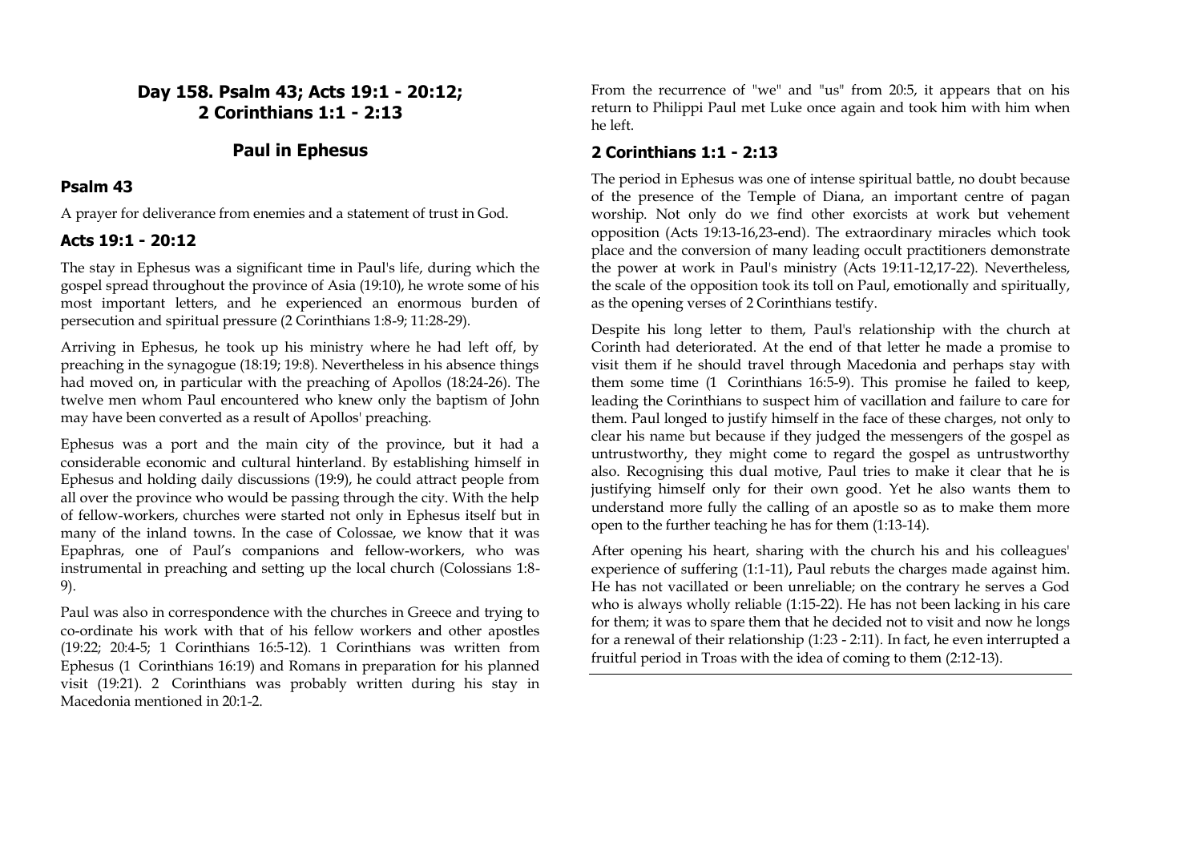## Day 158. Psalm 43; Acts 19:1 - 20:12; 2 Corinthians 1:1 - 2:13

## Paul in Ephesus

### Psalm 43

A prayer for deliverance from enemies and a statement of trust in God.

### Acts 19:1 - 20:12

The stay in Ephesus was a significant time in Paul's life, during which the gospel spread throughout the province of Asia (19:10), he wrote some of his most important letters, and he experienced an enormous burden of persecution and spiritual pressure (2 Corinthians 1:8-9; 11:28-29).

Arriving in Ephesus, he took up his ministry where he had left off, by preaching in the synagogue (18:19; 19:8). Nevertheless in his absence things had moved on, in particular with the preaching of Apollos (18:24-26). The twelve men whom Paul encountered who knew only the baptism of John may have been converted as a result of Apollos' preaching.

Ephesus was a port and the main city of the province, but it had a considerable economic and cultural hinterland. By establishing himself in Ephesus and holding daily discussions (19:9), he could attract people from all over the province who would be passing through the city. With the help of fellow-workers, churches were started not only in Ephesus itself but in many of the inland towns. In the case of Colossae, we know that it was Epaphras, one of Paul's companions and fellow-workers, who was instrumental in preaching and setting up the local church (Colossians 1:8-9).

Paul was also in correspondence with the churches in Greece and trying to co-ordinate his work with that of his fellow workers and other apostles (19:22; 20:4-5; 1 Corinthians 16:5-12). 1 Corinthians was written from Ephesus (1 Corinthians 16:19) and Romans in preparation for his planned visit (19:21). 2 Corinthians was probably written during his stay in Macedonia mentioned in 20:1-2.

From the recurrence of "we" and "us" from 20:5, it appears that on his return to Philippi Paul met Luke once again and took him with him when he left.

### 2 Corinthians 1:1 - 2:13

The period in Ephesus was one of intense spiritual battle, no doubt because of the presence of the Temple of Diana, an important centre of pagan worship. Not only do we find other exorcists at work but vehement opposition (Acts 19:13-16,23-end). The extraordinary miracles which took place and the conversion of many leading occult practitioners demonstrate the power at work in Paul's ministry (Acts 19:11-12,17-22). Nevertheless, the scale of the opposition took its toll on Paul, emotionally and spiritually, as the opening verses of 2 Corinthians testify.

Despite his long letter to them, Paul's relationship with the church at Corinth had deteriorated. At the end of that letter he made a promise to visit them if he should travel through Macedonia and perhaps stay with them some time (1 Corinthians 16:5-9). This promise he failed to keep, leading the Corinthians to suspect him of vacillation and failure to care for them. Paul longed to justify himself in the face of these charges, not only to clear his name but because if they judged the messengers of the gospel as untrustworthy, they might come to regard the gospel as untrustworthy also. Recognising this dual motive, Paul tries to make it clear that he is justifying himself only for their own good. Yet he also wants them to understand more fully the calling of an apostle so as to make them more open to the further teaching he has for them (1:13-14).

After opening his heart, sharing with the church his and his colleagues' experience of suffering (1:1-11), Paul rebuts the charges made against him. He has not vacillated or been unreliable; on the contrary he serves a God who is always wholly reliable (1:15-22). He has not been lacking in his care for them; it was to spare them that he decided not to visit and now he longs for a renewal of their relationship (1:23 - 2:11). In fact, he even interrupted a fruitful period in Troas with the idea of coming to them (2:12-13).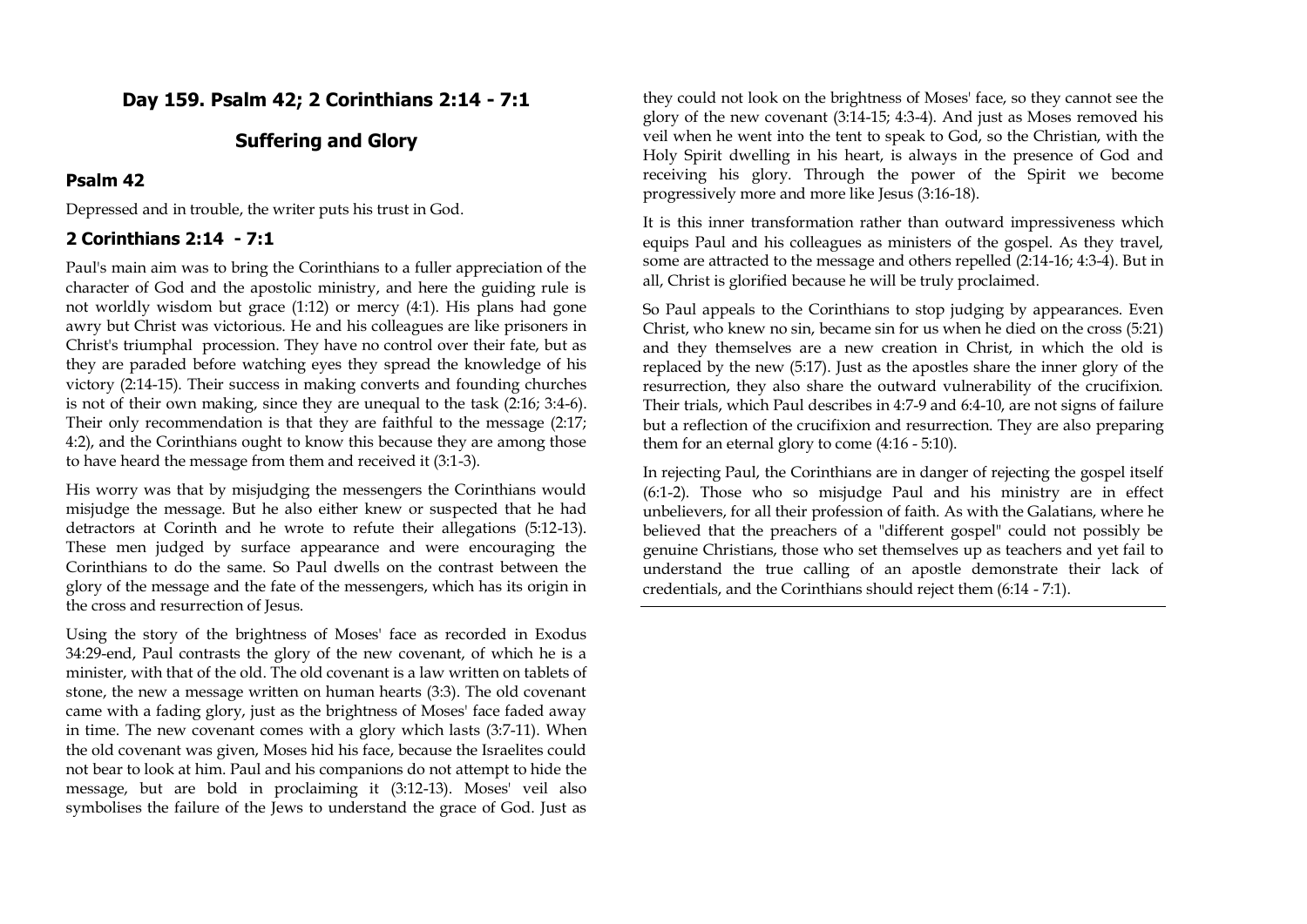## Day 159. Psalm 42; 2 Corinthians 2:14 - 7:1

## Suffering and Glory

### Psalm 42

Depressed and in trouble, the writer puts his trust in God.

### 2 Corinthians 2:14 - 7:1

Paul's main aim was to bring the Corinthians to a fuller appreciation of the character of God and the apostolic ministry, and here the guiding rule is not worldly wisdom but grace (1:12) or mercy (4:1). His plans had gone awry but Christ was victorious. He and his colleagues are like prisoners in Christ's triumphal procession. They have no control over their fate, but as they are paraded before watching eyes they spread the knowledge of his victory (2:14-15). Their success in making converts and founding churches is not of their own making, since they are unequal to the task (2:16; 3:4-6). Their only recommendation is that they are faithful to the message (2:17; 4:2), and the Corinthians ought to know this because they are among those to have heard the message from them and received it (3:1-3).

His worry was that by misjudging the messengers the Corinthians would misjudge the message. But he also either knew or suspected that he had detractors at Corinth and he wrote to refute their allegations (5:12-13). These men judged by surface appearance and were encouraging the Corinthians to do the same. So Paul dwells on the contrast between the glory of the message and the fate of the messengers, which has its origin in the cross and resurrection of Jesus.

Using the story of the brightness of Moses' face as recorded in Exodus 34:29-end, Paul contrasts the glory of the new covenant, of which he is a minister, with that of the old. The old covenant is a law written on tablets of stone, the new a message written on human hearts (3:3). The old covenant came with a fading glory, just as the brightness of Moses' face faded away in time. The new covenant comes with a glory which lasts (3:7-11). When the old covenant was given, Moses hid his face, because the Israelites could not bear to look at him. Paul and his companions do not attempt to hide the message, but are bold in proclaiming it (3:12-13). Moses' veil also symbolises the failure of the Jews to understand the grace of God. Just as they could not look on the brightness of Moses' face, so they cannot see the glory of the new covenant (3:14-15; 4:3-4). And just as Moses removed his veil when he went into the tent to speak to God, so the Christian, with the Holy Spirit dwelling in his heart, is always in the presence of God and receiving his glory. Through the power of the Spirit we become progressively more and more like Jesus (3:16-18).

It is this inner transformation rather than outward impressiveness which equips Paul and his colleagues as ministers of the gospel. As they travel, some are attracted to the message and others repelled (2:14-16; 4:3-4). But in all, Christ is glorified because he will be truly proclaimed.

So Paul appeals to the Corinthians to stop judging by appearances. Even Christ, who knew no sin, became sin for us when he died on the cross (5:21) and they themselves are a new creation in Christ, in which the old is replaced by the new (5:17). Just as the apostles share the inner glory of the resurrection, they also share the outward vulnerability of the crucifixion. Their trials, which Paul describes in 4:7-9 and 6:4-10, are not signs of failure but a reflection of the crucifixion and resurrection. They are also preparing them for an eternal glory to come (4:16 - 5:10).

In rejecting Paul, the Corinthians are in danger of rejecting the gospel itself (6:1-2). Those who so misjudge Paul and his ministry are in effect unbelievers, for all their profession of faith. As with the Galatians, where he believed that the preachers of a "different gospel" could not possibly be genuine Christians, those who set themselves up as teachers and yet fail to understand the true calling of an apostle demonstrate their lack of credentials, and the Corinthians should reject them (6:14 - 7:1).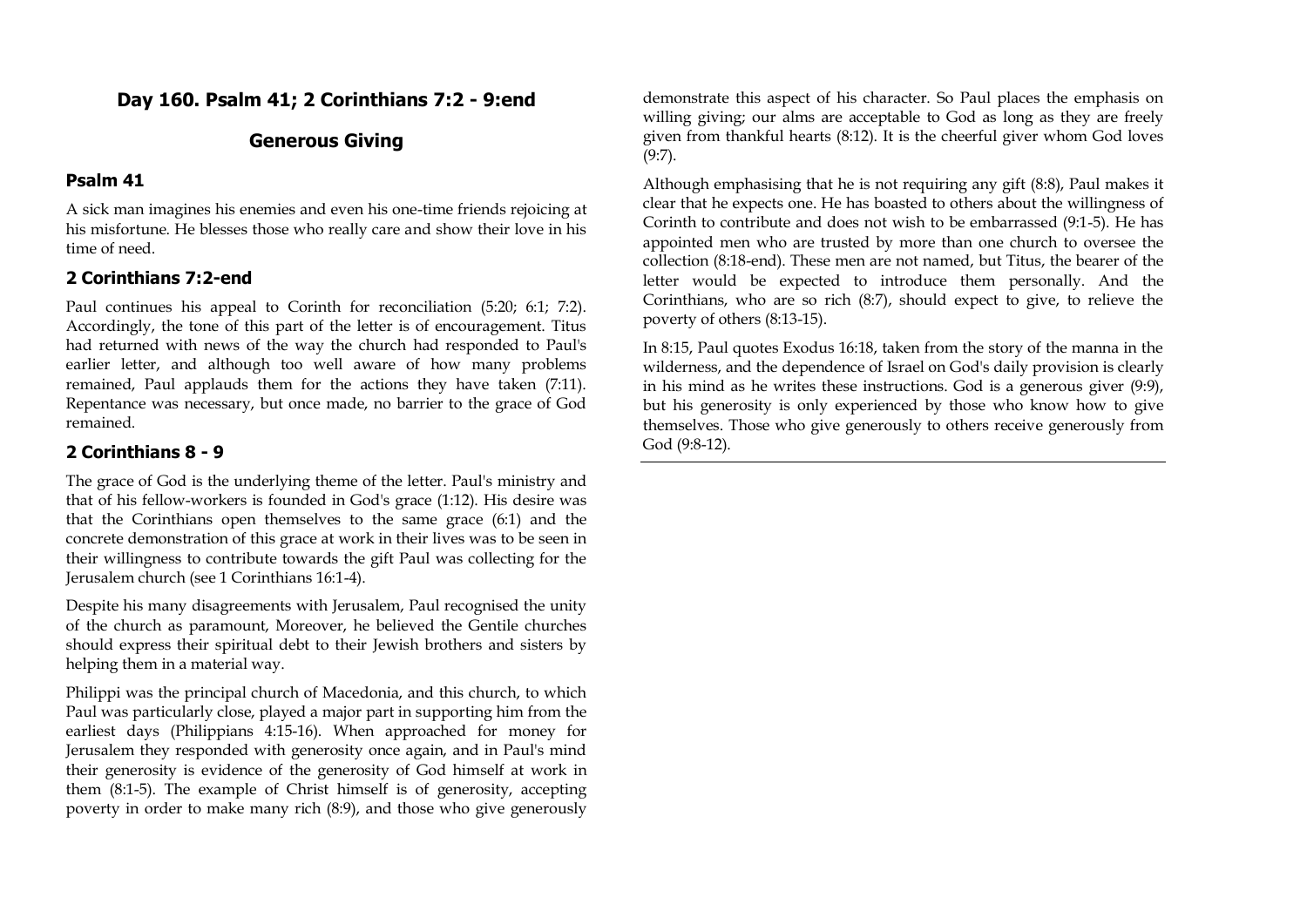## Day 160. Psalm 41; 2 Corinthians 7:2 - 9:end

## Generous Giving

### Psalm 41

A sick man imagines his enemies and even his one-time friends rejoicing at his misfortune. He blesses those who really care and show their love in his time of need.

### 2 Corinthians 7:2-end

Paul continues his appeal to Corinth for reconciliation (5:20; 6:1; 7:2). Accordingly, the tone of this part of the letter is of encouragement. Titus had returned with news of the way the church had responded to Paul's earlier letter, and although too well aware of how many problems remained, Paul applauds them for the actions they have taken (7:11). Repentance was necessary, but once made, no barrier to the grace of God remained.

### 2 Corinthians 8 - 9

The grace of God is the underlying theme of the letter. Paul's ministry and that of his fellow-workers is founded in God's grace (1:12). His desire was that the Corinthians open themselves to the same grace (6:1) and the concrete demonstration of this grace at work in their lives was to be seen in their willingness to contribute towards the gift Paul was collecting for the Jerusalem church (see 1 Corinthians 16:1-4).

Despite his many disagreements with Jerusalem, Paul recognised the unity of the church as paramount, Moreover, he believed the Gentile churches should express their spiritual debt to their Jewish brothers and sisters by helping them in a material way.

Philippi was the principal church of Macedonia, and this church, to which Paul was particularly close, played a major part in supporting him from the earliest days (Philippians 4:15-16). When approached for money for Jerusalem they responded with generosity once again, and in Paul's mind their generosity is evidence of the generosity of God himself at work in them (8:1-5). The example of Christ himself is of generosity, accepting poverty in order to make many rich (8:9), and those who give generously demonstrate this aspect of his character. So Paul places the emphasis on willing giving; our alms are acceptable to God as long as they are freely given from thankful hearts (8:12). It is the cheerful giver whom God loves (9:7).

Although emphasising that he is not requiring any gift (8:8), Paul makes it clear that he expects one. He has boasted to others about the willingness of Corinth to contribute and does not wish to be embarrassed (9:1-5). He has appointed men who are trusted by more than one church to oversee the collection (8:18-end). These men are not named, but Titus, the bearer of the letter would be expected to introduce them personally. And the Corinthians, who are so rich (8:7), should expect to give, to relieve the poverty of others (8:13-15).

In 8:15, Paul quotes Exodus 16:18, taken from the story of the manna in the wilderness, and the dependence of Israel on God's daily provision is clearly in his mind as he writes these instructions. God is a generous giver (9:9), but his generosity is only experienced by those who know how to give themselves. Those who give generously to others receive generously from God (9:8-12).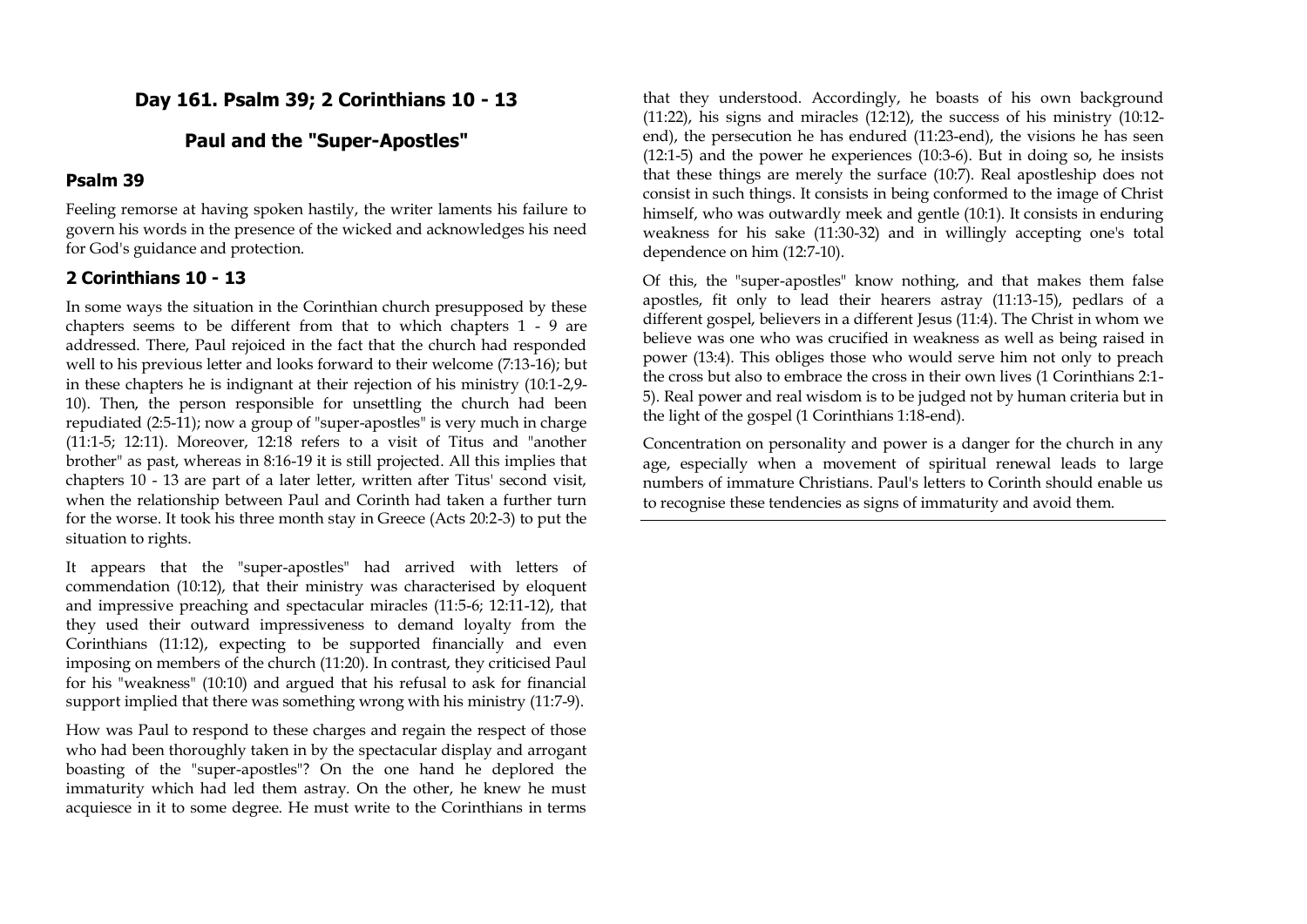## Day 161. Psalm 39; 2 Corinthians 10 - 13

## Paul and the "Super-Apostles"

### Psalm 39

Feeling remorse at having spoken hastily, the writer laments his failure to govern his words in the presence of the wicked and acknowledges his need for God's guidance and protection.

### 2 Corinthians 10 - 13

In some ways the situation in the Corinthian church presupposed by these chapters seems to be different from that to which chapters 1 - 9 are addressed. There, Paul rejoiced in the fact that the church had responded well to his previous letter and looks forward to their welcome (7:13-16); but in these chapters he is indignant at their rejection of his ministry (10:1-2,9-10). Then, the person responsible for unsettling the church had been repudiated (2:5-11); now a group of "super-apostles" is very much in charge (11:1-5; 12:11). Moreover, 12:18 refers to a visit of Titus and "another brother" as past, whereas in 8:16-19 it is still projected. All this implies that chapters 10 - 13 are part of a later letter, written after Titus' second visit, when the relationship between Paul and Corinth had taken a further turn for the worse. It took his three month stay in Greece (Acts 20:2-3) to put the situation to rights.

It appears that the "super-apostles" had arrived with letters of commendation (10:12), that their ministry was characterised by eloquent and impressive preaching and spectacular miracles (11:5-6; 12:11-12), that they used their outward impressiveness to demand loyalty from the Corinthians (11:12), expecting to be supported financially and even imposing on members of the church (11:20). In contrast, they criticised Paul for his "weakness" (10:10) and argued that his refusal to ask for financial support implied that there was something wrong with his ministry (11:7-9).

How was Paul to respond to these charges and regain the respect of those who had been thoroughly taken in by the spectacular display and arrogant boasting of the "super-apostles"? On the one hand he deplored the immaturity which had led them astray. On the other, he knew he must acquiesce in it to some degree. He must write to the Corinthians in terms that they understood. Accordingly, he boasts of his own background (11:22), his signs and miracles (12:12), the success of his ministry (10:12-end), the persecution he has endured (11:23-end), the visions he has seen (12:1-5) and the power he experiences (10:3-6). But in doing so, he insists that these things are merely the surface (10:7). Real apostleship does not consist in such things. It consists in being conformed to the image of Christ himself, who was outwardly meek and gentle (10:1). It consists in enduring weakness for his sake (11:30-32) and in willingly accepting one's total dependence on him (12:7-10).

Of this, the "super-apostles" know nothing, and that makes them false apostles, fit only to lead their hearers astray (11:13-15), pedlars of a different gospel, believers in a different Jesus (11:4). The Christ in whom we believe was one who was crucified in weakness as well as being raised in power (13:4). This obliges those who would serve him not only to preach the cross but also to embrace the cross in their own lives (1 Corinthians 2:1-5). Real power and real wisdom is to be judged not by human criteria but in the light of the gospel (1 Corinthians 1:18-end).

Concentration on personality and power is a danger for the church in any age, especially when a movement of spiritual renewal leads to large numbers of immature Christians. Paul's letters to Corinth should enable us to recognise these tendencies as signs of immaturity and avoid them.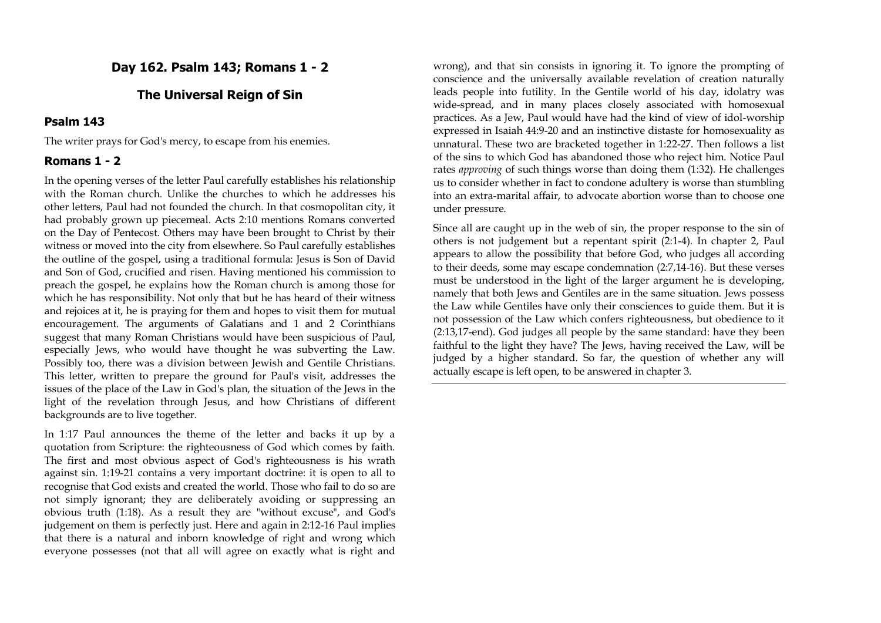## Day 162. Psalm 143; Romans 1 - 2

## The Universal Reign of Sin

### Psalm 143

The writer prays for God's mercy, to escape from his enemies.

### Romans 1 - 2

In the opening verses of the letter Paul carefully establishes his relationship with the Roman church. Unlike the churches to which he addresses his other letters, Paul had not founded the church. In that cosmopolitan city, it had probably grown up piecemeal. Acts 2:10 mentions Romans converted on the Day of Pentecost. Others may have been brought to Christ by their witness or moved into the city from elsewhere. So Paul carefully establishes the outline of the gospel, using a traditional formula: Jesus is Son of David and Son of God, crucified and risen. Having mentioned his commission to preach the gospel, he explains how the Roman church is among those for which he has responsibility. Not only that but he has heard of their witness and rejoices at it, he is praying for them and hopes to visit them for mutual encouragement. The arguments of Galatians and 1 and 2 Corinthians suggest that many Roman Christians would have been suspicious of Paul, especially Jews, who would have thought he was subverting the Law. Possibly too, there was a division between Jewish and Gentile Christians. This letter, written to prepare the ground for Paul's visit, addresses the issues of the place of the Law in God's plan, the situation of the Jews in the light of the revelation through Jesus, and how Christians of different backgrounds are to live together.

In 1:17 Paul announces the theme of the letter and backs it up by a quotation from Scripture: the righteousness of God which comes by faith. The first and most obvious aspect of God's righteousness is his wrath against sin. 1:19-21 contains a very important doctrine: it is open to all to recognise that God exists and created the world. Those who fail to do so are not simply ignorant; they are deliberately avoiding or suppressing an obvious truth (1:18). As a result they are "without excuse", and God's judgement on them is perfectly just. Here and again in 2:12-16 Paul implies that there is a natural and inborn knowledge of right and wrong which everyone possesses (not that all will agree on exactly what is right and wrong), and that sin consists in ignoring it. To ignore the prompting of conscience and the universally available revelation of creation naturally leads people into futility. In the Gentile world of his day, idolatry was wide-spread, and in many places closely associated with homosexual practices. As a Jew, Paul would have had the kind of view of idol-worship expressed in Isaiah 44:9-20 and an instinctive distaste for homosexuality as unnatural. These two are bracketed together in 1:22-27. Then follows a list of the sins to which God has abandoned those who reject him. Notice Paul rates *approving* of such things worse than doing them (1:32). He challenges us to consider whether in fact to condone adultery is worse than stumbling into an extra-marital affair, to advocate abortion worse than to choose one under pressure.

Since all are caught up in the web of sin, the proper response to the sin of others is not judgement but a repentant spirit (2:1-4). In chapter 2, Paul appears to allow the possibility that before God, who judges all according to their deeds, some may escape condemnation (2:7,14-16). But these verses must be understood in the light of the larger argument he is developing, namely that both Jews and Gentiles are in the same situation. Jews possess the Law while Gentiles have only their consciences to guide them. But it is not possession of the Law which confers righteousness, but obedience to it (2:13,17-end). God judges all people by the same standard: have they been faithful to the light they have? The Jews, having received the Law, will be judged by a higher standard. So far, the question of whether any will actually escape is left open, to be answered in chapter 3.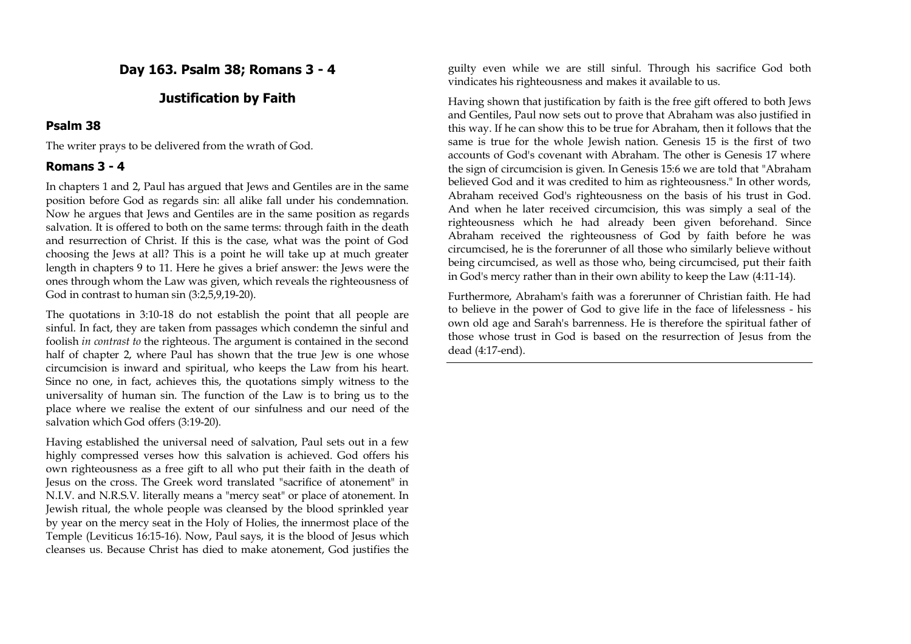## Day 163. Psalm 38; Romans 3 - 4

## Justification by Faith

### Psalm 38

The writer prays to be delivered from the wrath of God.

### Romans 3 - 4

In chapters 1 and 2, Paul has argued that Jews and Gentiles are in the same position before God as regards sin: all alike fall under his condemnation. Now he argues that Jews and Gentiles are in the same position as regards salvation. It is offered to both on the same terms: through faith in the death and resurrection of Christ. If this is the case, what was the point of God choosing the Jews at all? This is a point he will take up at much greater length in chapters 9 to 11. Here he gives a brief answer: the Jews were the ones through whom the Law was given, which reveals the righteousness of God in contrast to human sin (3:2,5,9,19-20).

The quotations in 3:10-18 do not establish the point that all people are sinful. In fact, they are taken from passages which condemn the sinful and foolish *in contrast to* the righteous. The argument is contained in the second half of chapter 2, where Paul has shown that the true Jew is one whose circumcision is inward and spiritual, who keeps the Law from his heart. Since no one, in fact, achieves this, the quotations simply witness to the universality of human sin. The function of the Law is to bring us to the place where we realise the extent of our sinfulness and our need of the salvation which God offers (3:19-20).

Having established the universal need of salvation, Paul sets out in a few highly compressed verses how this salvation is achieved. God offers his own righteousness as a free gift to all who put their faith in the death of Jesus on the cross. The Greek word translated "sacrifice of atonement" in N.I.V. and N.R.S.V. literally means a "mercy seat" or place of atonement. In Jewish ritual, the whole people was cleansed by the blood sprinkled year by year on the mercy seat in the Holy of Holies, the innermost place of the Temple (Leviticus 16:15-16). Now, Paul says, it is the blood of Jesus which cleanses us. Because Christ has died to make atonement, God justifies the guilty even while we are still sinful. Through his sacrifice God both vindicates his righteousness and makes it available to us.

Having shown that justification by faith is the free gift offered to both Jews and Gentiles, Paul now sets out to prove that Abraham was also justified in this way. If he can show this to be true for Abraham, then it follows that the same is true for the whole Jewish nation. Genesis 15 is the first of two accounts of God's covenant with Abraham. The other is Genesis 17 where the sign of circumcision is given. In Genesis 15:6 we are told that "Abraham believed God and it was credited to him as righteousness." In other words, Abraham received God's righteousness on the basis of his trust in God. And when he later received circumcision, this was simply a seal of the righteousness which he had already been given beforehand. Since Abraham received the righteousness of God by faith before he was circumcised, he is the forerunner of all those who similarly believe without being circumcised, as well as those who, being circumcised, put their faith in God's mercy rather than in their own ability to keep the Law (4:11-14).

Furthermore, Abraham's faith was a forerunner of Christian faith. He had to believe in the power of God to give life in the face of lifelessness - his own old age and Sarah's barrenness. He is therefore the spiritual father of those whose trust in God is based on the resurrection of Jesus from the dead (4:17-end).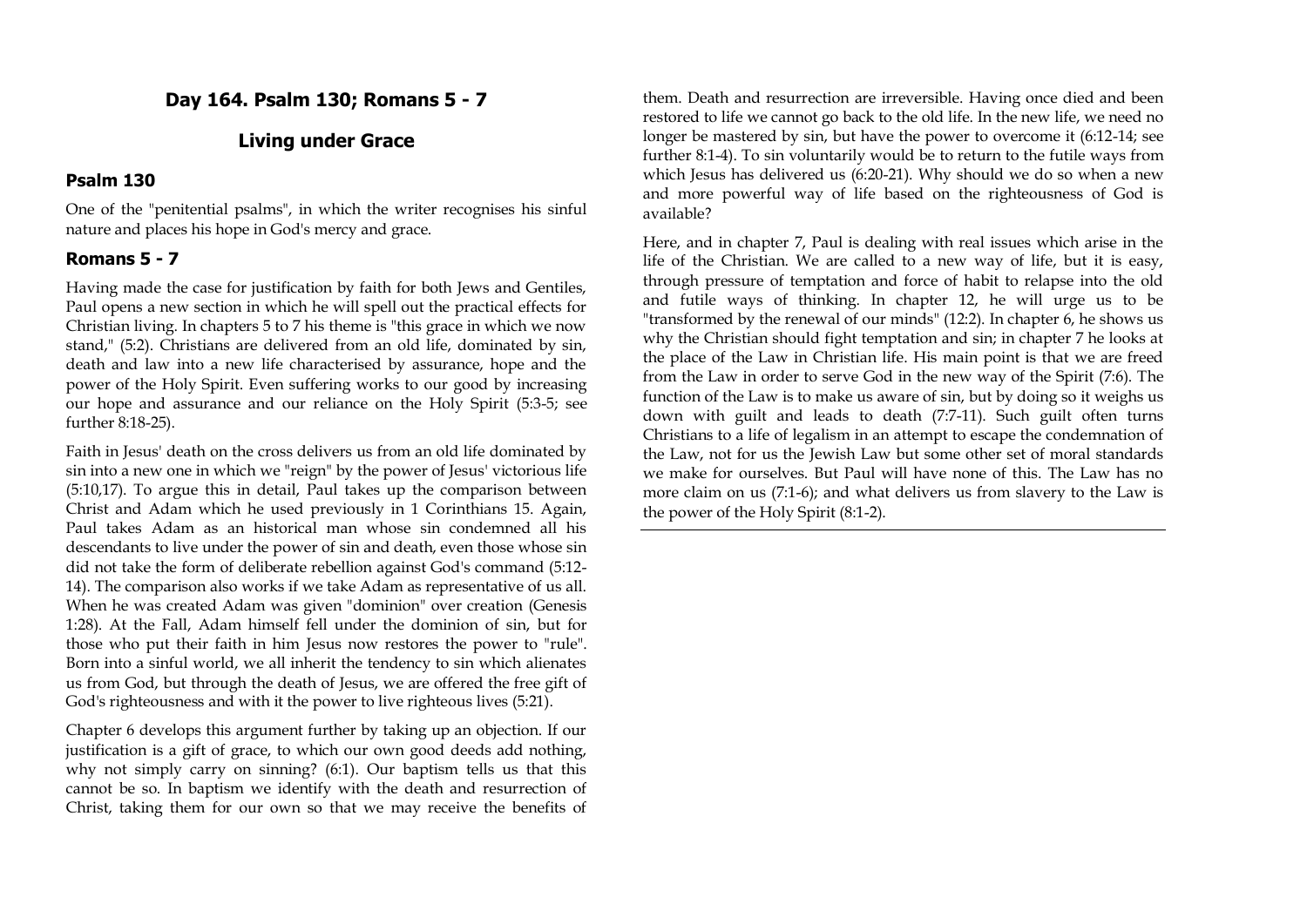## Day 164. Psalm 130; Romans 5 - 7

## Living under Grace

### Psalm 130

One of the "penitential psalms", in which the writer recognises his sinful nature and places his hope in God's mercy and grace.

### Romans 5 - 7

Having made the case for justification by faith for both Jews and Gentiles, Paul opens a new section in which he will spell out the practical effects for Christian living. In chapters 5 to 7 his theme is "this grace in which we now stand," (5:2). Christians are delivered from an old life, dominated by sin, death and law into a new life characterised by assurance, hope and the power of the Holy Spirit. Even suffering works to our good by increasing our hope and assurance and our reliance on the Holy Spirit (5:3-5; see further 8:18-25).

Faith in Jesus' death on the cross delivers us from an old life dominated by sin into a new one in which we "reign" by the power of Jesus' victorious life (5:10,17). To argue this in detail, Paul takes up the comparison between Christ and Adam which he used previously in 1 Corinthians 15. Again, Paul takes Adam as an historical man whose sin condemned all his descendants to live under the power of sin and death, even those whose sin did not take the form of deliberate rebellion against God's command (5:12-14). The comparison also works if we take Adam as representative of us all. When he was created Adam was given "dominion" over creation (Genesis 1:28). At the Fall, Adam himself fell under the dominion of sin, but for those who put their faith in him Jesus now restores the power to "rule". Born into a sinful world, we all inherit the tendency to sin which alienates us from God, but through the death of Jesus, we are offered the free gift of God's righteousness and with it the power to live righteous lives (5:21).

Chapter 6 develops this argument further by taking up an objection. If our justification is a gift of grace, to which our own good deeds add nothing, why not simply carry on sinning? (6:1). Our baptism tells us that this cannot be so. In baptism we identify with the death and resurrection of Christ, taking them for our own so that we may receive the benefits of them. Death and resurrection are irreversible. Having once died and been restored to life we cannot go back to the old life. In the new life, we need no longer be mastered by sin, but have the power to overcome it (6:12-14; see further 8:1-4). To sin voluntarily would be to return to the futile ways from which Jesus has delivered us (6:20-21). Why should we do so when a new and more powerful way of life based on the righteousness of God is available?

Here, and in chapter 7, Paul is dealing with real issues which arise in the life of the Christian. We are called to a new way of life, but it is easy, through pressure of temptation and force of habit to relapse into the old and futile ways of thinking. In chapter 12, he will urge us to be "transformed by the renewal of our minds" (12:2). In chapter 6, he shows us why the Christian should fight temptation and sin; in chapter 7 he looks at the place of the Law in Christian life. His main point is that we are freed from the Law in order to serve God in the new way of the Spirit (7:6). The function of the Law is to make us aware of sin, but by doing so it weighs us down with guilt and leads to death (7:7-11). Such guilt often turns Christians to a life of legalism in an attempt to escape the condemnation of the Law, not for us the Jewish Law but some other set of moral standards we make for ourselves. But Paul will have none of this. The Law has no more claim on us (7:1-6); and what delivers us from slavery to the Law is the power of the Holy Spirit (8:1-2).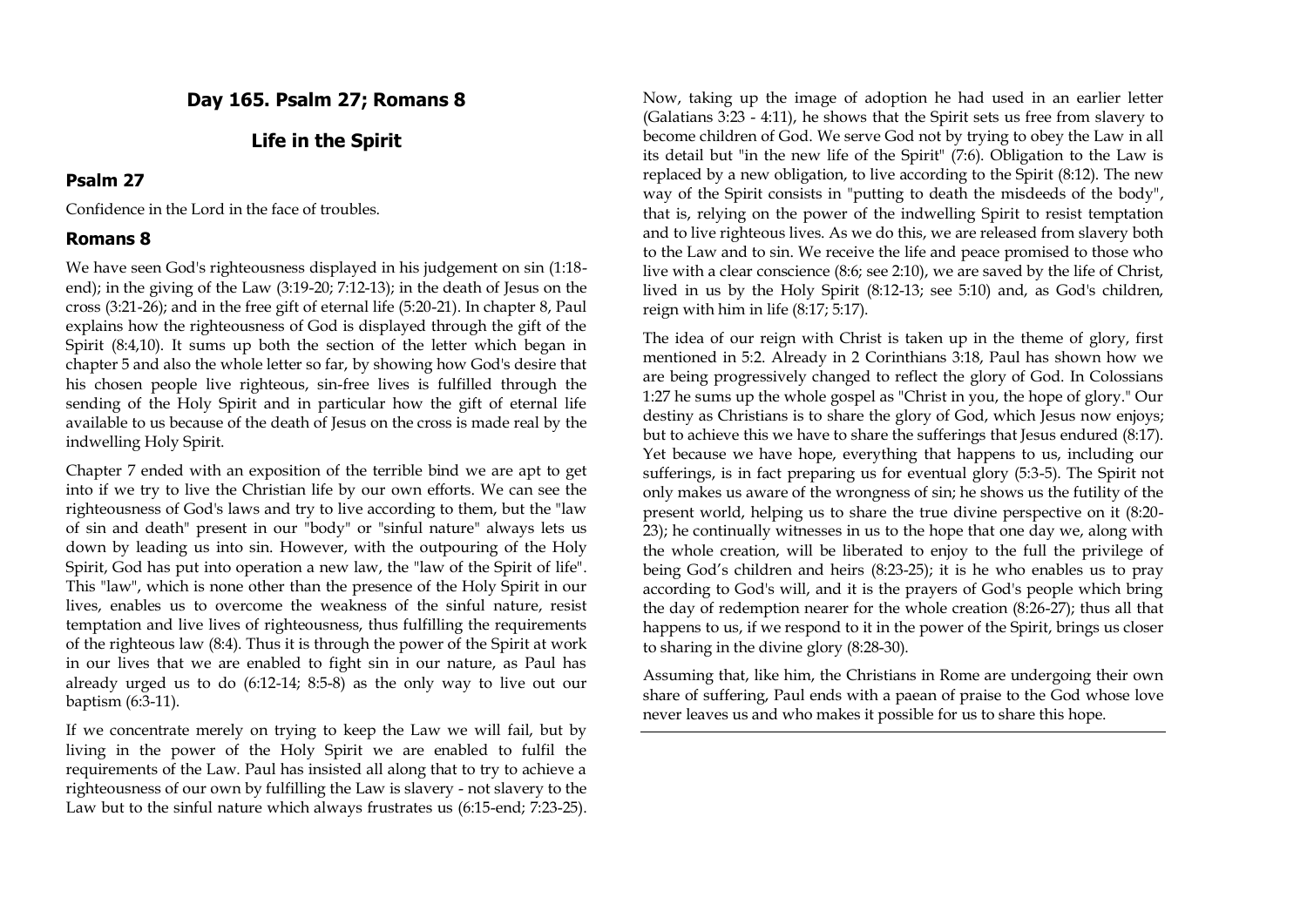# Day 165. Psalm 27; Romans 8

## Life in the Spirit

### Psalm 27

Confidence in the Lord in the face of troubles.

### Romans 8

We have seen God's righteousness displayed in his judgement on sin (1:18-end); in the giving of the Law (3:19-20; 7:12-13); in the death of Jesus on the cross (3:21-26); and in the free gift of eternal life (5:20-21). In chapter 8, Paul explains how the righteousness of God is displayed through the gift of the Spirit (8:4,10). It sums up both the section of the letter which began in chapter 5 and also the whole letter so far, by showing how God's desire that his chosen people live righteous, sin-free lives is fulfilled through the sending of the Holy Spirit and in particular how the gift of eternal life available to us because of the death of Jesus on the cross is made real by the indwelling Holy Spirit.

Chapter 7 ended with an exposition of the terrible bind we are apt to get into if we try to live the Christian life by our own efforts. We can see the righteousness of God's laws and try to live according to them, but the "law of sin and death" present in our "body" or "sinful nature" always lets us down by leading us into sin. However, with the outpouring of the Holy Spirit, God has put into operation a new law, the "law of the Spirit of life". This "law", which is none other than the presence of the Holy Spirit in our lives, enables us to overcome the weakness of the sinful nature, resist temptation and live lives of righteousness, thus fulfilling the requirements of the righteous law (8:4). Thus it is through the power of the Spirit at work in our lives that we are enabled to fight sin in our nature, as Paul has already urged us to do (6:12-14; 8:5-8) as the only way to live out our baptism (6:3-11).

If we concentrate merely on trying to keep the Law we will fail, but by living in the power of the Holy Spirit we are enabled to fulfil the requirements of the Law. Paul has insisted all along that to try to achieve a righteousness of our own by fulfilling the Law is slavery - not slavery to the Law but to the sinful nature which always frustrates us (6:15-end; 7:23-25). Now, taking up the image of adoption he had used in an earlier letter (Galatians 3:23 - 4:11), he shows that the Spirit sets us free from slavery to become children of God. We serve God not by trying to obey the Law in all its detail but "in the new life of the Spirit" (7:6). Obligation to the Law is replaced by a new obligation, to live according to the Spirit (8:12). The new way of the Spirit consists in "putting to death the misdeeds of the body", that is, relying on the power of the indwelling Spirit to resist temptation and to live righteous lives. As we do this, we are released from slavery both to the Law and to sin. We receive the life and peace promised to those who live with a clear conscience (8:6; see 2:10), we are saved by the life of Christ, lived in us by the Holy Spirit (8:12-13; see 5:10) and, as God's children, reign with him in life (8:17; 5:17).

The idea of our reign with Christ is taken up in the theme of glory, first mentioned in 5:2. Already in 2 Corinthians 3:18, Paul has shown how we are being progressively changed to reflect the glory of God. In Colossians 1:27 he sums up the whole gospel as "Christ in you, the hope of glory." Our destiny as Christians is to share the glory of God, which Jesus now enjoys; but to achieve this we have to share the sufferings that Jesus endured (8:17). Yet because we have hope, everything that happens to us, including our sufferings, is in fact preparing us for eventual glory (5:3-5). The Spirit not only makes us aware of the wrongness of sin; he shows us the futility of the present world, helping us to share the true divine perspective on it (8:20-23); he continually witnesses in us to the hope that one day we, along with the whole creation, will be liberated to enjoy to the full the privilege of being God's children and heirs (8:23-25); it is he who enables us to pray according to God's will, and it is the prayers of God's people which bring the day of redemption nearer for the whole creation (8:26-27); thus all that happens to us, if we respond to it in the power of the Spirit, brings us closer to sharing in the divine glory (8:28-30).

Assuming that, like him, the Christians in Rome are undergoing their own share of suffering, Paul ends with a paean of praise to the God whose love never leaves us and who makes it possible for us to share this hope.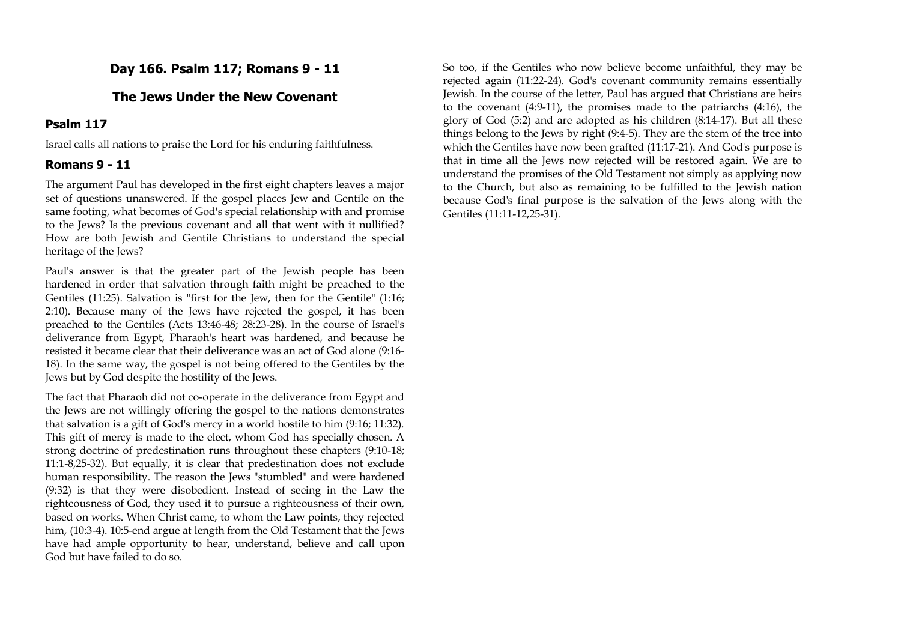## Day 166. Psalm 117; Romans 9 - 11

## The Jews Under the New Covenant

### Psalm 117

Israel calls all nations to praise the Lord for his enduring faithfulness.

### Romans 9 - 11

The argument Paul has developed in the first eight chapters leaves a major set of questions unanswered. If the gospel places Jew and Gentile on the same footing, what becomes of God's special relationship with and promise to the Jews? Is the previous covenant and all that went with it nullified? How are both Jewish and Gentile Christians to understand the special heritage of the Jews?

Paul's answer is that the greater part of the Jewish people has been hardened in order that salvation through faith might be preached to the Gentiles (11:25). Salvation is "first for the Jew, then for the Gentile" (1:16; 2:10). Because many of the Jews have rejected the gospel, it has been preached to the Gentiles (Acts 13:46-48; 28:23-28). In the course of Israel's deliverance from Egypt, Pharaoh's heart was hardened, and because he resisted it became clear that their deliverance was an act of God alone (9:16-18). In the same way, the gospel is not being offered to the Gentiles by the Jews but by God despite the hostility of the Jews.

The fact that Pharaoh did not co-operate in the deliverance from Egypt and the Jews are not willingly offering the gospel to the nations demonstrates that salvation is a gift of God's mercy in a world hostile to him (9:16; 11:32). This gift of mercy is made to the elect, whom God has specially chosen. A strong doctrine of predestination runs throughout these chapters (9:10-18; 11:1-8,25-32). But equally, it is clear that predestination does not exclude human responsibility. The reason the Jews "stumbled" and were hardened (9:32) is that they were disobedient. Instead of seeing in the Law the righteousness of God, they used it to pursue a righteousness of their own, based on works. When Christ came, to whom the Law points, they rejected him, (10:3-4). 10:5-end argue at length from the Old Testament that the Jews have had ample opportunity to hear, understand, believe and call upon God but have failed to do so.

So too, if the Gentiles who now believe become unfaithful, they may be rejected again (11:22-24). God's covenant community remains essentially Jewish. In the course of the letter, Paul has argued that Christians are heirs to the covenant (4:9-11), the promises made to the patriarchs (4:16), the glory of God (5:2) and are adopted as his children (8:14-17). But all these things belong to the Jews by right (9:4-5). They are the stem of the tree into which the Gentiles have now been grafted (11:17-21). And God's purpose is that in time all the Jews now rejected will be restored again. We are to understand the promises of the Old Testament not simply as applying now to the Church, but also as remaining to be fulfilled to the Jewish nation because God's final purpose is the salvation of the Jews along with the Gentiles (11:11-12,25-31).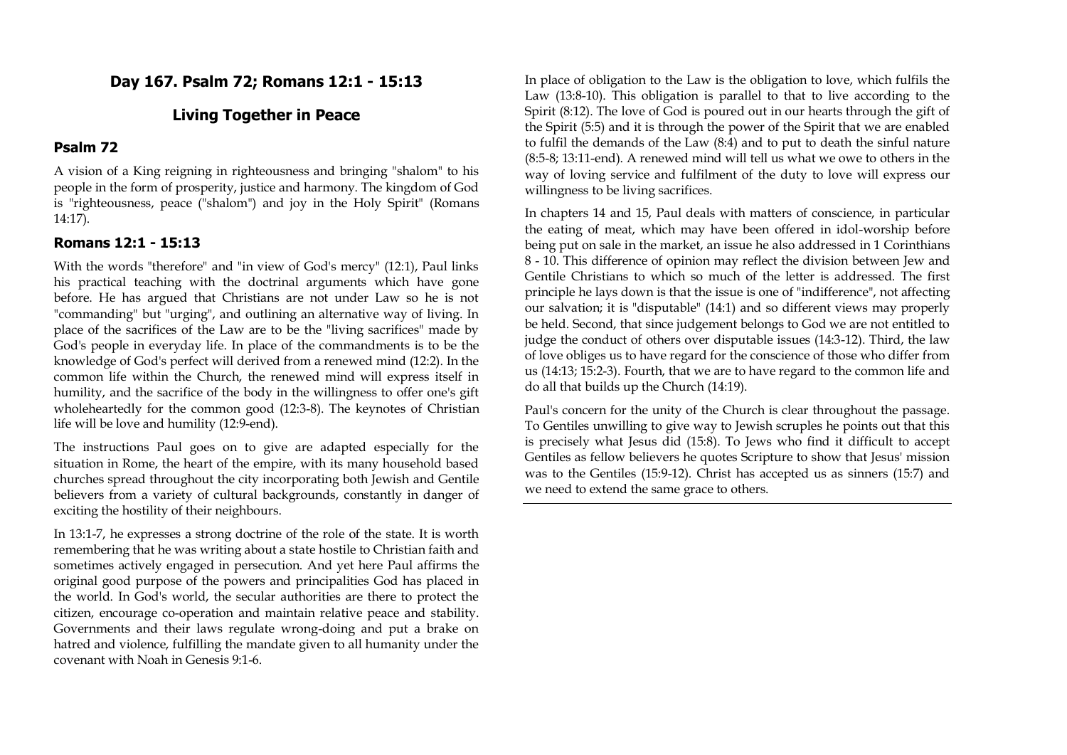## Day 167. Psalm 72; Romans 12:1 - 15:13

## Living Together in Peace

### Psalm 72

A vision of a King reigning in righteousness and bringing "shalom" to his people in the form of prosperity, justice and harmony. The kingdom of God is "righteousness, peace ("shalom") and joy in the Holy Spirit" (Romans 14:17).

### Romans 12:1 - 15:13

With the words "therefore" and "in view of God's mercy" (12:1), Paul links his practical teaching with the doctrinal arguments which have gone before. He has argued that Christians are not under Law so he is not "commanding" but "urging", and outlining an alternative way of living. In place of the sacrifices of the Law are to be the "living sacrifices" made by God's people in everyday life. In place of the commandments is to be the knowledge of God's perfect will derived from a renewed mind (12:2). In the common life within the Church, the renewed mind will express itself in humility, and the sacrifice of the body in the willingness to offer one's gift wholeheartedly for the common good (12:3-8). The keynotes of Christian life will be love and humility (12:9-end).

The instructions Paul goes on to give are adapted especially for the situation in Rome, the heart of the empire, with its many household based churches spread throughout the city incorporating both Jewish and Gentile believers from a variety of cultural backgrounds, constantly in danger of exciting the hostility of their neighbours.

In 13:1-7, he expresses a strong doctrine of the role of the state. It is worth remembering that he was writing about a state hostile to Christian faith and sometimes actively engaged in persecution. And yet here Paul affirms the original good purpose of the powers and principalities God has placed in the world. In God's world, the secular authorities are there to protect the citizen, encourage co-operation and maintain relative peace and stability. Governments and their laws regulate wrong-doing and put a brake on hatred and violence, fulfilling the mandate given to all humanity under the covenant with Noah in Genesis 9:1-6.

In place of obligation to the Law is the obligation to love, which fulfils the Law (13:8-10). This obligation is parallel to that to live according to the Spirit (8:12). The love of God is poured out in our hearts through the gift of the Spirit (5:5) and it is through the power of the Spirit that we are enabled to fulfil the demands of the Law (8:4) and to put to death the sinful nature (8:5-8; 13:11-end). A renewed mind will tell us what we owe to others in the way of loving service and fulfilment of the duty to love will express our willingness to be living sacrifices.

In chapters 14 and 15, Paul deals with matters of conscience, in particular the eating of meat, which may have been offered in idol-worship before being put on sale in the market, an issue he also addressed in 1 Corinthians 8 - 10. This difference of opinion may reflect the division between Jew and Gentile Christians to which so much of the letter is addressed. The first principle he lays down is that the issue is one of "indifference", not affecting our salvation; it is "disputable" (14:1) and so different views may properly be held. Second, that since judgement belongs to God we are not entitled to judge the conduct of others over disputable issues (14:3-12). Third, the law of love obliges us to have regard for the conscience of those who differ from us (14:13; 15:2-3). Fourth, that we are to have regard to the common life and do all that builds up the Church (14:19).

Paul's concern for the unity of the Church is clear throughout the passage. To Gentiles unwilling to give way to Jewish scruples he points out that this is precisely what Jesus did (15:8). To Jews who find it difficult to accept Gentiles as fellow believers he quotes Scripture to show that Jesus' mission was to the Gentiles (15:9-12). Christ has accepted us as sinners (15:7) and we need to extend the same grace to others.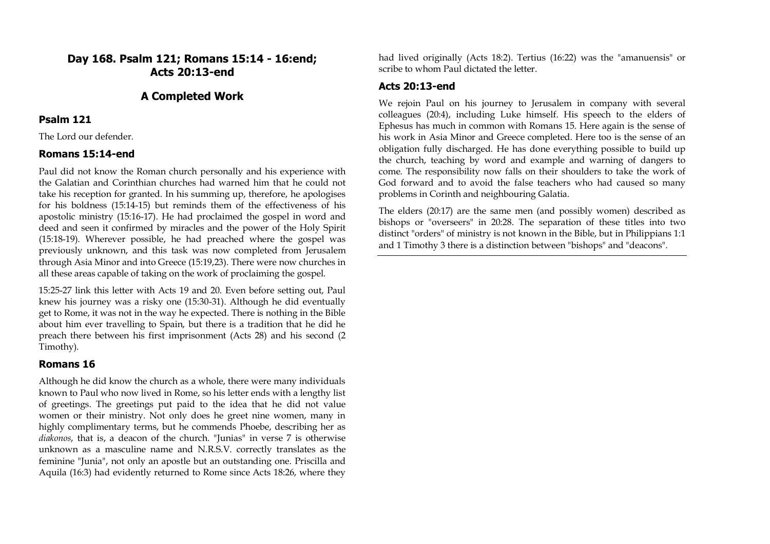## Day 168. Psalm 121; Romans 15:14 - 16:end; Acts 20:13-end

## A Completed Work

### Psalm 121

The Lord our defender.

### Romans 15:14-end

Paul did not know the Roman church personally and his experience with the Galatian and Corinthian churches had warned him that he could not take his reception for granted. In his summing up, therefore, he apologises for his boldness (15:14-15) but reminds them of the effectiveness of his apostolic ministry (15:16-17). He had proclaimed the gospel in word and deed and seen it confirmed by miracles and the power of the Holy Spirit (15:18-19). Wherever possible, he had preached where the gospel was previously unknown, and this task was now completed from Jerusalem through Asia Minor and into Greece (15:19,23). There were now churches in all these areas capable of taking on the work of proclaiming the gospel.

15:25-27 link this letter with Acts 19 and 20. Even before setting out, Paul knew his journey was a risky one (15:30-31). Although he did eventually get to Rome, it was not in the way he expected. There is nothing in the Bible about him ever travelling to Spain, but there is a tradition that he did he preach there between his first imprisonment (Acts 28) and his second (2 Timothy).

### Romans 16

Although he did know the church as a whole, there were many individuals known to Paul who now lived in Rome, so his letter ends with a lengthy list of greetings. The greetings put paid to the idea that he did not value women or their ministry. Not only does he greet nine women, many in highly complimentary terms, but he commends Phoebe, describing her as *diakonos*, that is, a deacon of the church. "Junias" in verse 7 is otherwise unknown as a masculine name and N.R.S.V. correctly translates as the feminine "Junia", not only an apostle but an outstanding one. Priscilla and Aquila (16:3) had evidently returned to Rome since Acts 18:26, where they had lived originally (Acts 18:2). Tertius (16:22) was the "amanuensis" or scribe to whom Paul dictated the letter.

### Acts 20:13-end

We rejoin Paul on his journey to Jerusalem in company with several colleagues (20:4), including Luke himself. His speech to the elders of Ephesus has much in common with Romans 15. Here again is the sense of his work in Asia Minor and Greece completed. Here too is the sense of an obligation fully discharged. He has done everything possible to build up the church, teaching by word and example and warning of dangers to come. The responsibility now falls on their shoulders to take the work of God forward and to avoid the false teachers who had caused so many problems in Corinth and neighbouring Galatia.

The elders (20:17) are the same men (and possibly women) described as bishops or "overseers" in 20:28. The separation of these titles into two distinct "orders" of ministry is not known in the Bible, but in Philippians 1:1 and 1 Timothy 3 there is a distinction between "bishops" and "deacons".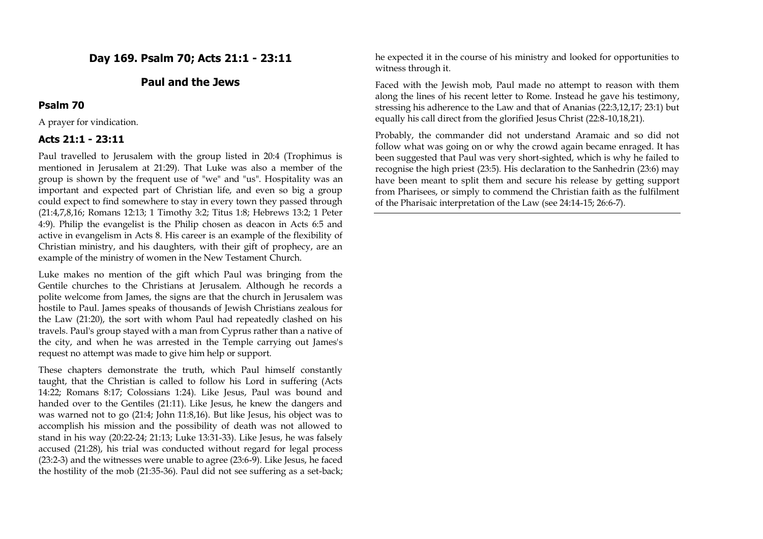## Day 169. Psalm 70; Acts 21:1 - 23:11

## Paul and the Jews

### Psalm 70

A prayer for vindication.

### Acts 21:1 - 23:11

Paul travelled to Jerusalem with the group listed in 20:4 (Trophimus is mentioned in Jerusalem at 21:29). That Luke was also a member of the group is shown by the frequent use of "we" and "us". Hospitality was an important and expected part of Christian life, and even so big a group could expect to find somewhere to stay in every town they passed through (21:4,7,8,16; Romans 12:13; 1 Timothy 3:2; Titus 1:8; Hebrews 13:2; 1 Peter 4:9). Philip the evangelist is the Philip chosen as deacon in Acts 6:5 and active in evangelism in Acts 8. His career is an example of the flexibility of Christian ministry, and his daughters, with their gift of prophecy, are an example of the ministry of women in the New Testament Church.

Luke makes no mention of the gift which Paul was bringing from the Gentile churches to the Christians at Jerusalem. Although he records a polite welcome from James, the signs are that the church in Jerusalem was hostile to Paul. James speaks of thousands of Jewish Christians zealous for the Law (21:20), the sort with whom Paul had repeatedly clashed on his travels. Paul's group stayed with a man from Cyprus rather than a native of the city, and when he was arrested in the Temple carrying out James's request no attempt was made to give him help or support.

These chapters demonstrate the truth, which Paul himself constantly taught, that the Christian is called to follow his Lord in suffering (Acts 14:22; Romans 8:17; Colossians 1:24). Like Jesus, Paul was bound and handed over to the Gentiles (21:11). Like Jesus, he knew the dangers and was warned not to go (21:4; John 11:8,16). But like Jesus, his object was to accomplish his mission and the possibility of death was not allowed to stand in his way (20:22-24; 21:13; Luke 13:31-33). Like Jesus, he was falsely accused (21:28), his trial was conducted without regard for legal process (23:2-3) and the witnesses were unable to agree (23:6-9). Like Jesus, he faced the hostility of the mob (21:35-36). Paul did not see suffering as a set-back; he expected it in the course of his ministry and looked for opportunities to witness through it.

Faced with the Jewish mob, Paul made no attempt to reason with them along the lines of his recent letter to Rome. Instead he gave his testimony, stressing his adherence to the Law and that of Ananias (22:3,12,17; 23:1) but equally his call direct from the glorified Jesus Christ (22:8-10,18,21).

Probably, the commander did not understand Aramaic and so did not follow what was going on or why the crowd again became enraged. It has been suggested that Paul was very short-sighted, which is why he failed to recognise the high priest (23:5). His declaration to the Sanhedrin (23:6) may have been meant to split them and secure his release by getting support from Pharisees, or simply to commend the Christian faith as the fulfilment of the Pharisaic interpretation of the Law (see 24:14-15; 26:6-7).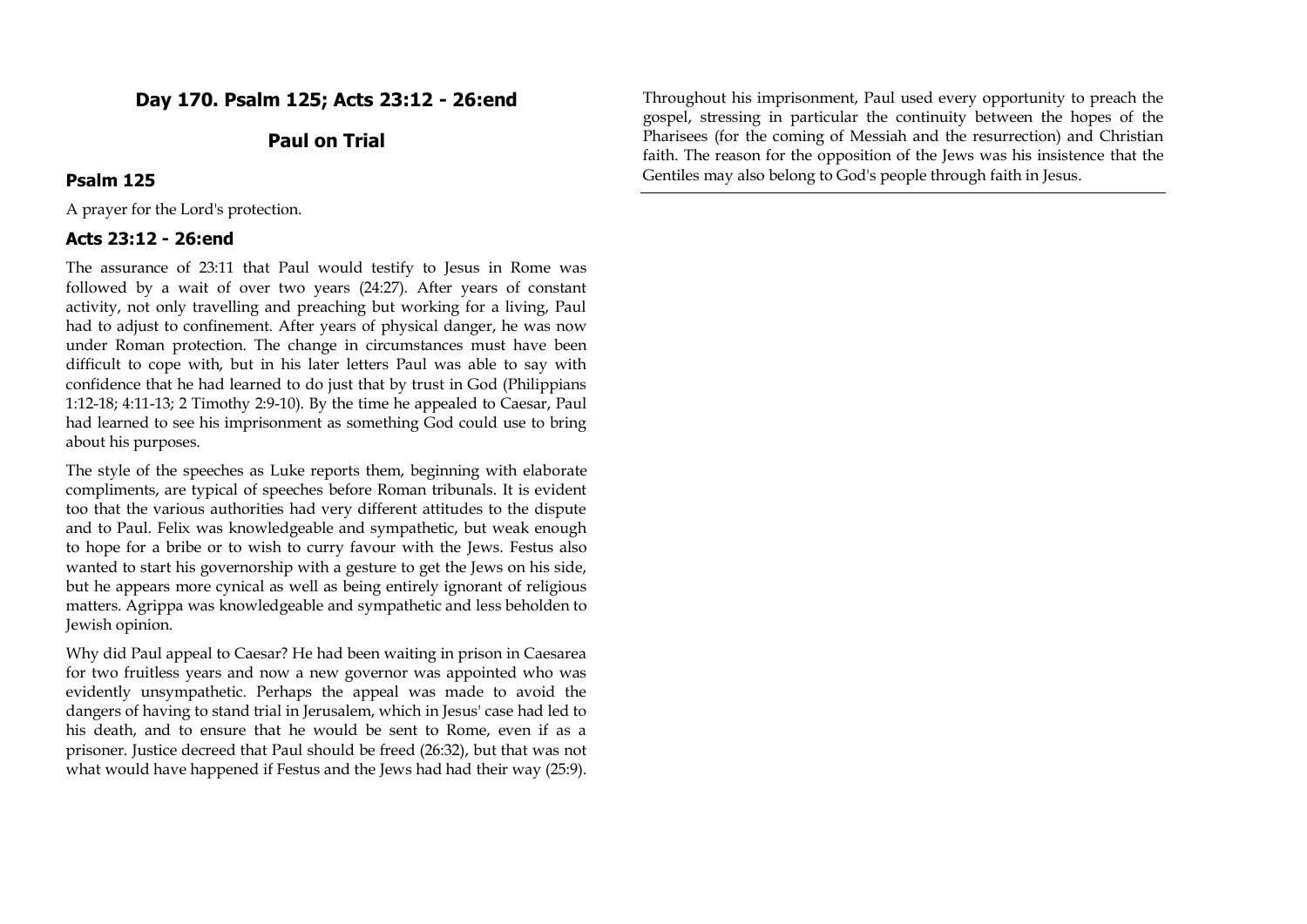## Day 170. Psalm 125; Acts 23:12 - 26:end

## Paul on Trial

### Psalm 125

A prayer for the Lord's protection.

### Acts 23:12 - 26:end

The assurance of 23:11 that Paul would testify to Jesus in Rome was followed by a wait of over two years (24:27). After years of constant activity, not only travelling and preaching but working for a living, Paul had to adjust to confinement. After years of physical danger, he was now under Roman protection. The change in circumstances must have been difficult to cope with, but in his later letters Paul was able to say with confidence that he had learned to do just that by trust in God (Philippians 1:12-18; 4:11-13; 2 Timothy 2:9-10). By the time he appealed to Caesar, Paul had learned to see his imprisonment as something God could use to bring about his purposes.

The style of the speeches as Luke reports them, beginning with elaborate compliments, are typical of speeches before Roman tribunals. It is evident too that the various authorities had very different attitudes to the dispute and to Paul. Felix was knowledgeable and sympathetic, but weak enough to hope for a bribe or to wish to curry favour with the Jews. Festus also wanted to start his governorship with a gesture to get the Jews on his side, but he appears more cynical as well as being entirely ignorant of religious matters. Agrippa was knowledgeable and sympathetic and less beholden to Jewish opinion.

Why did Paul appeal to Caesar? He had been waiting in prison in Caesarea for two fruitless years and now a new governor was appointed who was evidently unsympathetic. Perhaps the appeal was made to avoid the dangers of having to stand trial in Jerusalem, which in Jesus' case had led to his death, and to ensure that he would be sent to Rome, even if as a prisoner. Justice decreed that Paul should be freed (26:32), but that was not what would have happened if Festus and the Jews had had their way (25:9).

Throughout his imprisonment, Paul used every opportunity to preach the gospel, stressing in particular the continuity between the hopes of the Pharisees (for the coming of Messiah and the resurrection) and Christian faith. The reason for the opposition of the Jews was his insistence that the Gentiles may also belong to God's people through faith in Jesus.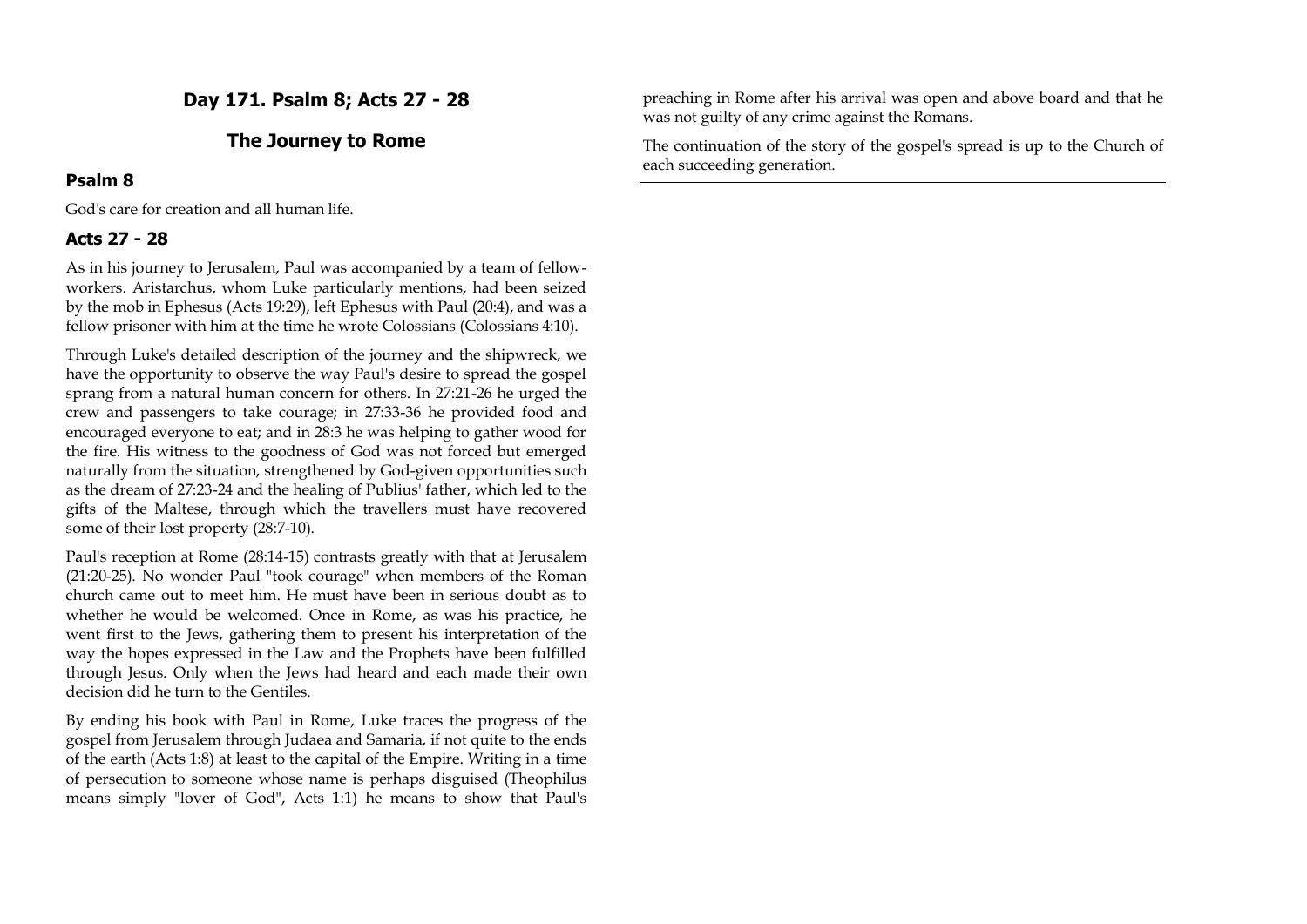# Day 171. Psalm 8; Acts 27 - 28

## The Journey to Rome

### Psalm 8

God's care for creation and all human life.

### Acts 27 - 28

As in his journey to Jerusalem, Paul was accompanied by a team of fellow-workers. Aristarchus, whom Luke particularly mentions, had been seized by the mob in Ephesus (Acts 19:29), left Ephesus with Paul (20:4), and was a fellow prisoner with him at the time he wrote Colossians (Colossians 4:10).

Through Luke's detailed description of the journey and the shipwreck, we have the opportunity to observe the way Paul's desire to spread the gospel sprang from a natural human concern for others. In 27:21-26 he urged the crew and passengers to take courage; in 27:33-36 he provided food and encouraged everyone to eat; and in 28:3 he was helping to gather wood for the fire. His witness to the goodness of God was not forced but emerged naturally from the situation, strengthened by God-given opportunities such as the dream of 27:23-24 and the healing of Publius' father, which led to the gifts of the Maltese, through which the travellers must have recovered some of their lost property (28:7-10).

Paul's reception at Rome (28:14-15) contrasts greatly with that at Jerusalem (21:20-25). No wonder Paul "took courage" when members of the Roman church came out to meet him. He must have been in serious doubt as to whether he would be welcomed. Once in Rome, as was his practice, he went first to the Jews, gathering them to present his interpretation of the way the hopes expressed in the Law and the Prophets have been fulfilled through Jesus. Only when the Jews had heard and each made their own decision did he turn to the Gentiles.

By ending his book with Paul in Rome, Luke traces the progress of the gospel from Jerusalem through Judaea and Samaria, if not quite to the ends of the earth (Acts 1:8) at least to the capital of the Empire. Writing in a time of persecution to someone whose name is perhaps disguised (Theophilus means simply "lover of God", Acts 1:1) he means to show that Paul's preaching in Rome after his arrival was open and above board and that he was not guilty of any crime against the Romans.

The continuation of the story of the gospel's spread is up to the Church of each succeeding generation.